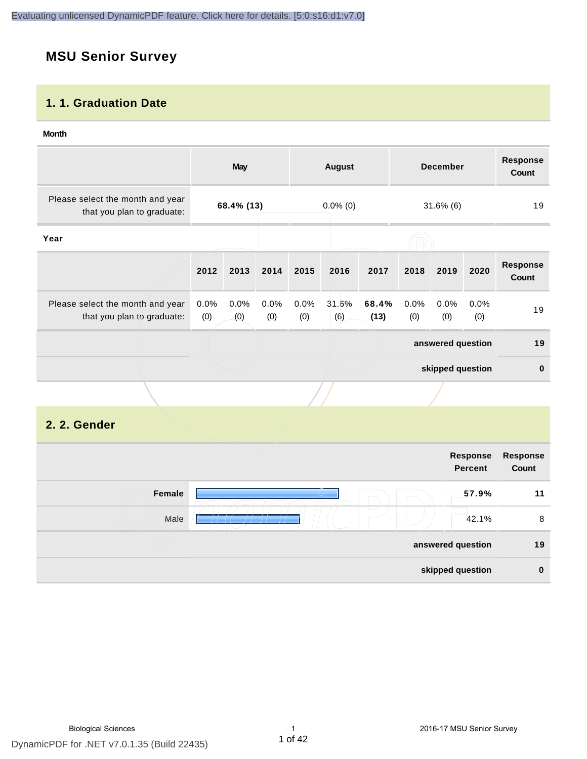# MSU Senior Survey

## 1. 1. Graduation Date

**Month**

| | May | August | December | Response Count |
|---|---|---|---|---|
| Please select the month and year that you plan to graduate: | **68.4% (13)** | 0.0% (0) | 31.6% (6) | 19 |

**Year**

| | 2012 | 2013 | 2014 | 2015 | 2016 | 2017 | 2018 | 2019 | 2020 | Response Count |
|---|---|---|---|---|---|---|---|---|---|---|
| Please select the month and year that you plan to graduate: | 0.0% (0) | 0.0% (0) | 0.0% (0) | 0.0% (0) | 31.6% (6) | **68.4% (13)** | 0.0% (0) | 0.0% (0) | 0.0% (0) | 19 |
| | | | | | | | | | **answered question** | **19** |
| | | | | | | | | | **skipped question** | **0** |

## 2. 2. Gender

| | Response Percent | Response Count |
|---|---|---|
| **Female** | **57.9%** | **11** |
| Male | 42.1% | 8 |
| | **answered question** | **19** |
| | **skipped question** | **0** |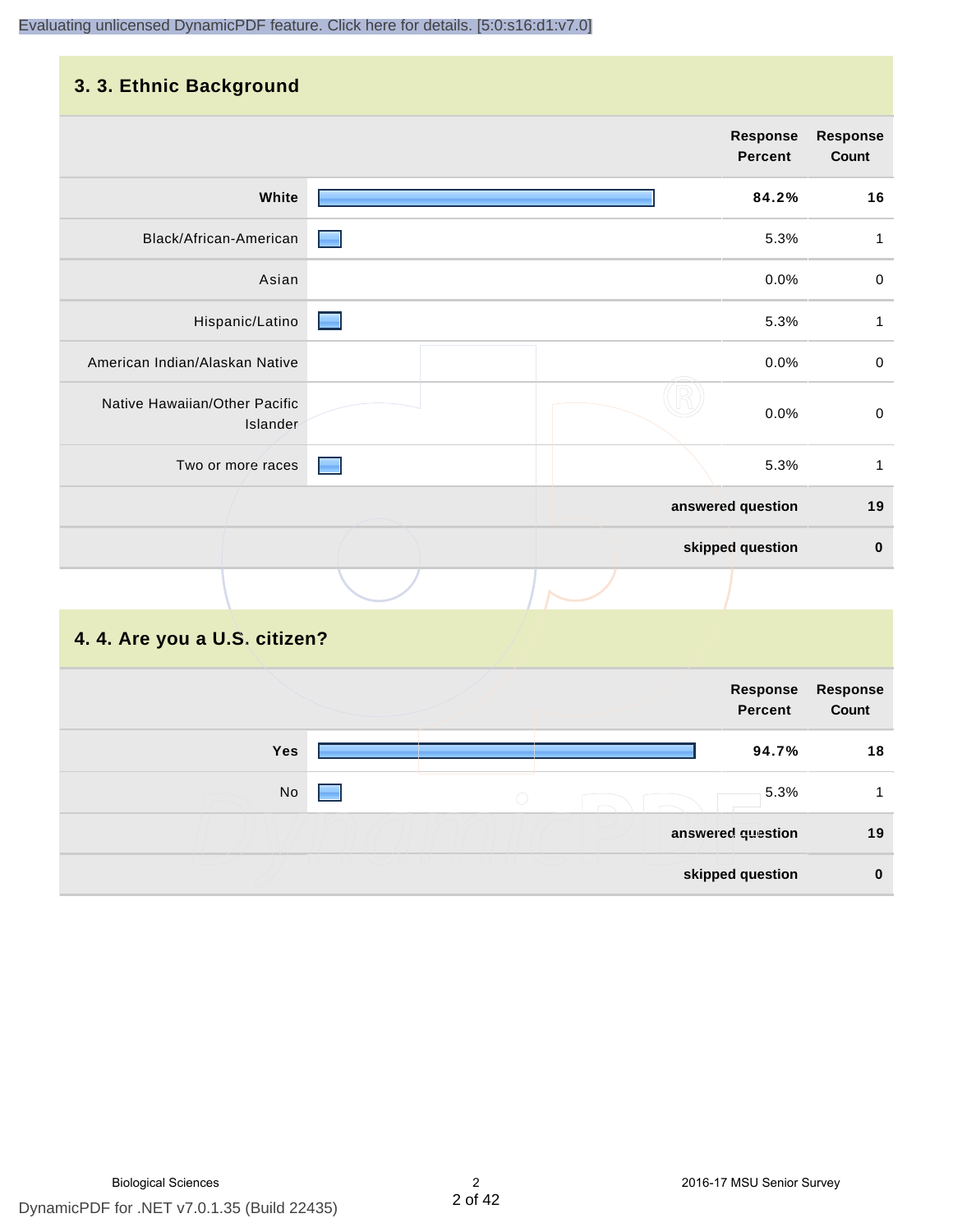## 3. 3. Ethnic Background

| | Response Percent | Response Count |
|---|---|---|
| White | 84.2% | 16 |
| Black/African-American | 5.3% | 1 |
| Asian | 0.0% | 0 |
| Hispanic/Latino | 5.3% | 1 |
| American Indian/Alaskan Native | 0.0% | 0 |
| Native Hawaiian/Other Pacific Islander | 0.0% | 0 |
| Two or more races | 5.3% | 1 |
| | **answered question** | **19** |
| | **skipped question** | **0** |

## 4. 4. Are you a U.S. citizen?

| | Response Percent | Response Count |
|---|---|---|
| Yes | 94.7% | 18 |
| No | 5.3% | 1 |
| | **answered question** | **19** |
| | **skipped question** | **0** |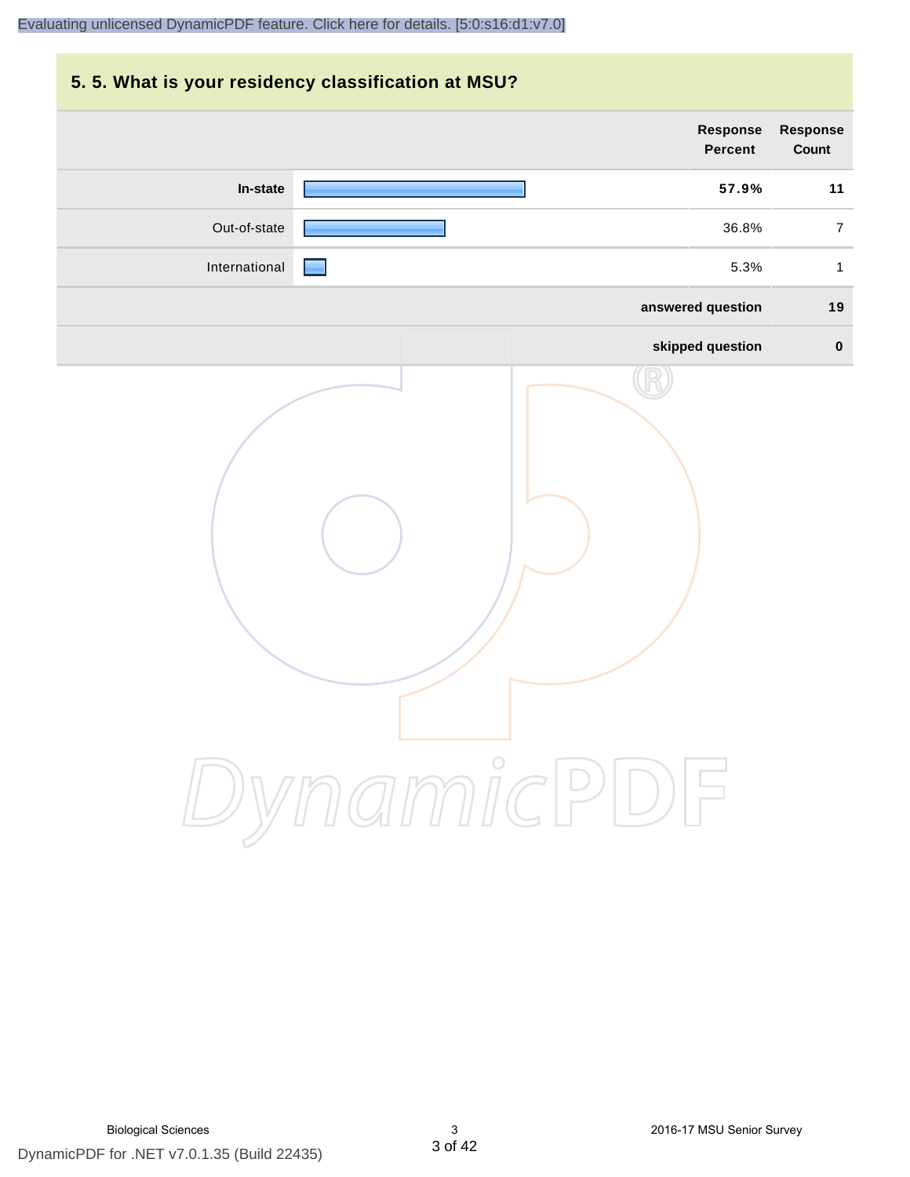## 5. 5. What is your residency classification at MSU?

| | Response Percent | Response Count |
|---|---|---|
| **In-state** | **57.9%** | **11** |
| Out-of-state | 36.8% | 7 |
| International | 5.3% | 1 |
| **answered question** | | **19** |
| **skipped question** | | **0** |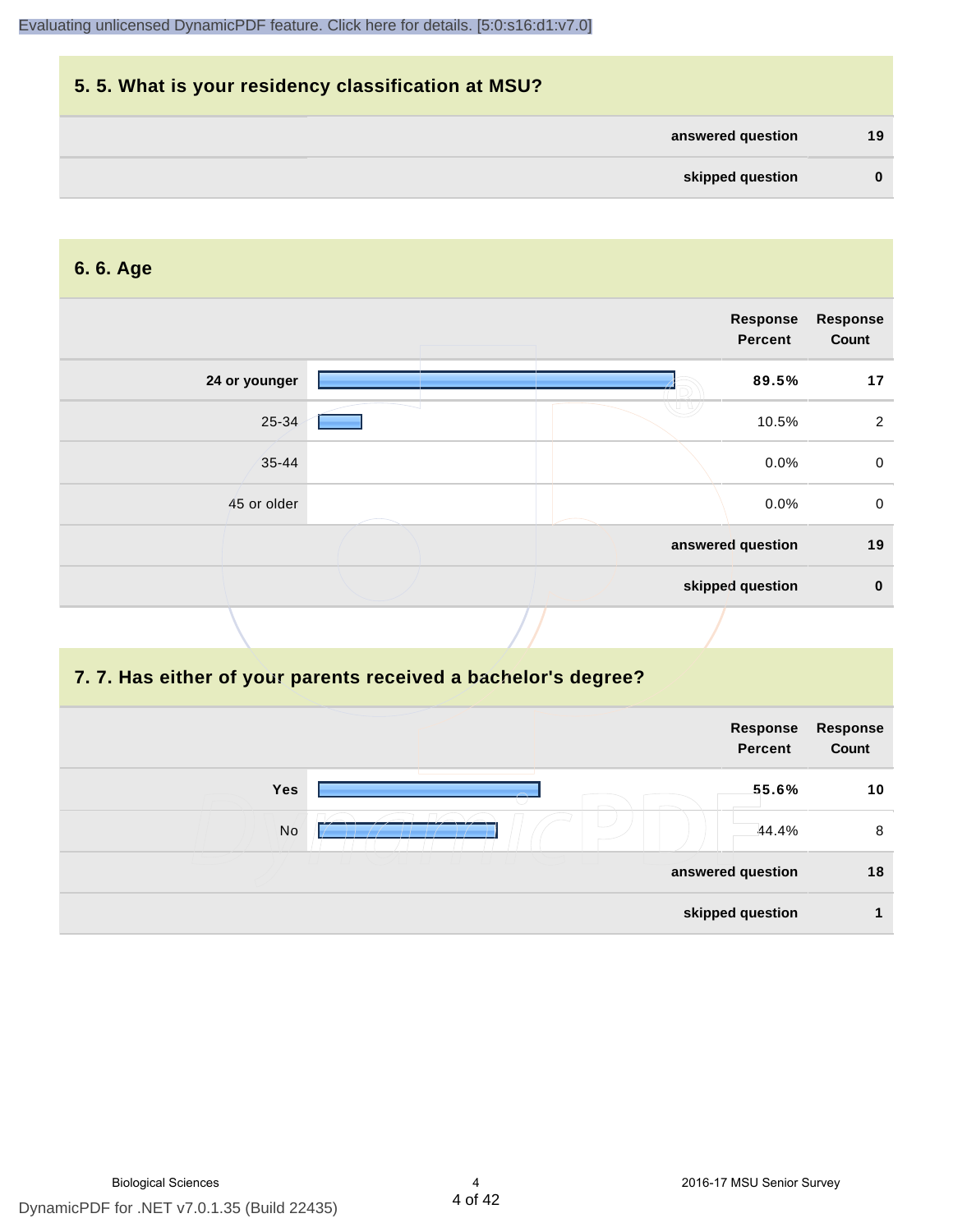## 5. 5. What is your residency classification at MSU?

| | |
|---|---|
| answered question | 19 |
| skipped question | 0 |

## 6. 6. Age

| | Response Percent | Response Count |
|---|---|---|
| **24 or younger** | **89.5%** | **17** |
| 25-34 | 10.5% | 2 |
| 35-44 | 0.0% | 0 |
| 45 or older | 0.0% | 0 |
| answered question | | 19 |
| skipped question | | 0 |

## 7. 7. Has either of your parents received a bachelor's degree?

| | Response Percent | Response Count |
|---|---|---|
| **Yes** | **55.6%** | **10** |
| No | 44.4% | 8 |
| answered question | | 18 |
| skipped question | | 1 |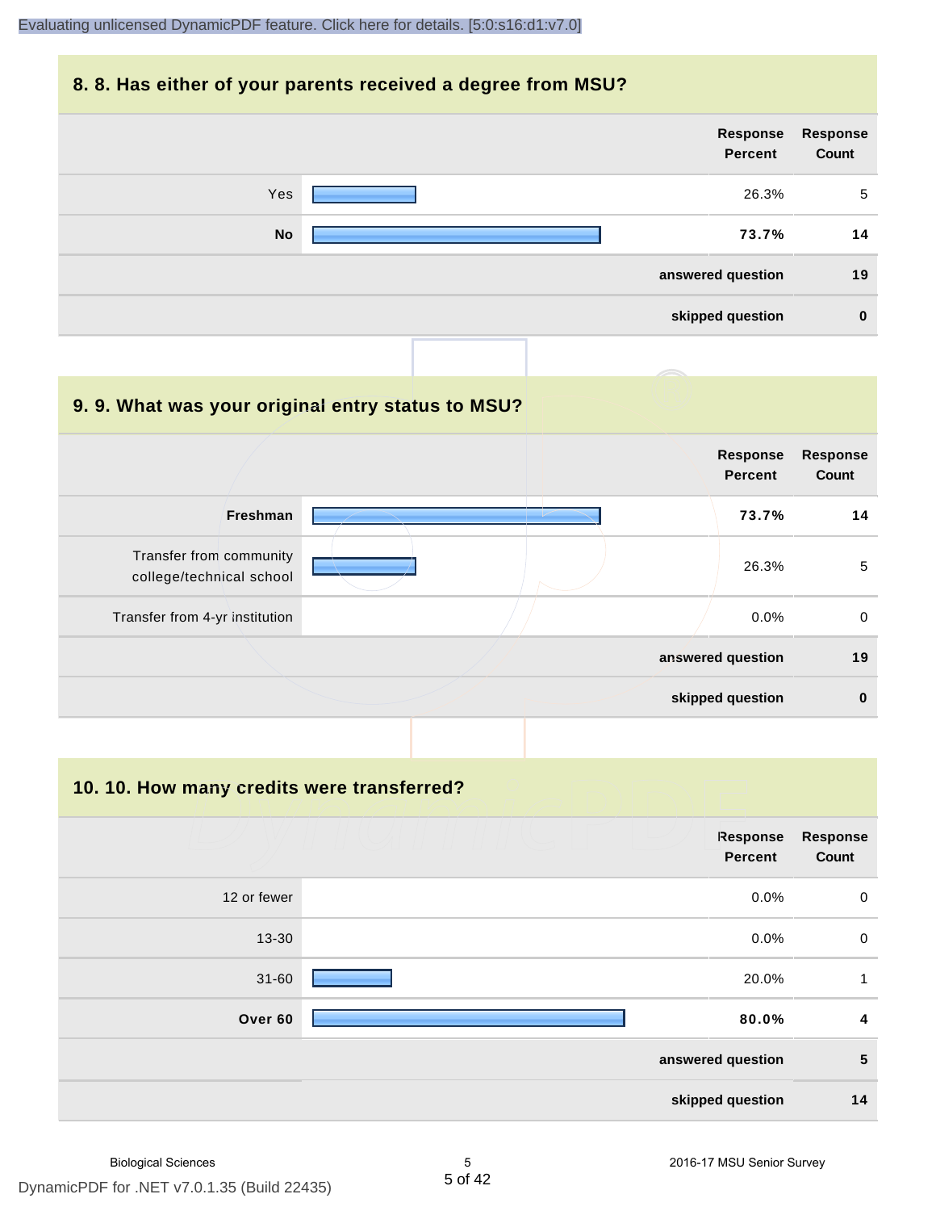## 8. 8. Has either of your parents received a degree from MSU?

| | Response Percent | Response Count |
|---|---|---|
| Yes | 26.3% | 5 |
| **No** | **73.7%** | **14** |
| | **answered question** | **19** |
| | **skipped question** | **0** |

## 9. 9. What was your original entry status to MSU?

| | Response Percent | Response Count |
|---|---|---|
| **Freshman** | **73.7%** | **14** |
| Transfer from community college/technical school | 26.3% | 5 |
| Transfer from 4-yr institution | 0.0% | 0 |
| | **answered question** | **19** |
| | **skipped question** | **0** |

## 10. 10. How many credits were transferred?

| | Response Percent | Response Count |
|---|---|---|
| 12 or fewer | 0.0% | 0 |
| 13-30 | 0.0% | 0 |
| 31-60 | 20.0% | 1 |
| **Over 60** | **80.0%** | **4** |
| | **answered question** | **5** |
| | **skipped question** | **14** |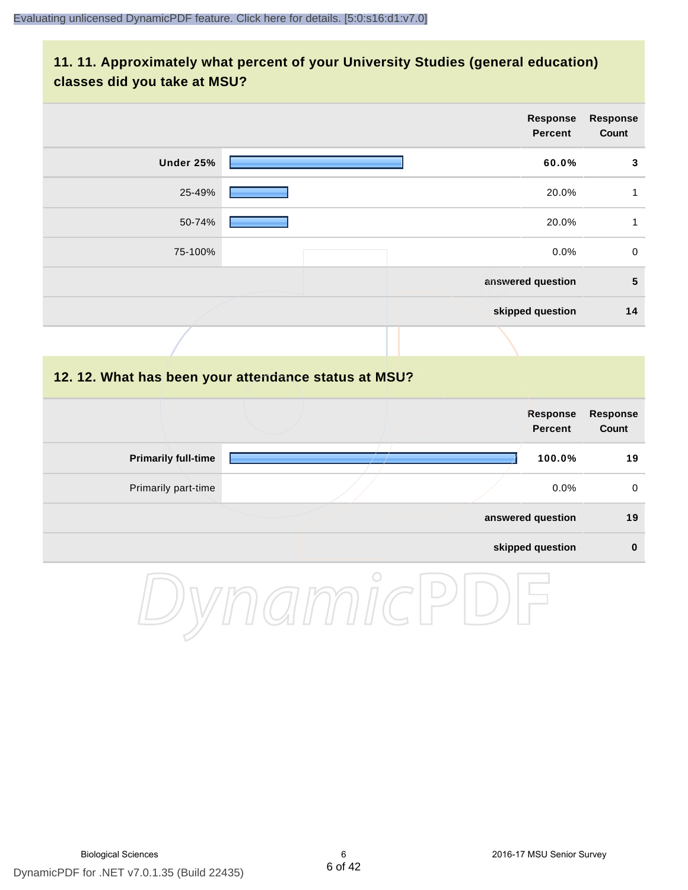## 11. 11. Approximately what percent of your University Studies (general education) classes did you take at MSU?

| | Response Percent | Response Count |
|---|---|---|
| **Under 25%** | **60.0%** | **3** |
| 25-49% | 20.0% | 1 |
| 50-74% | 20.0% | 1 |
| 75-100% | 0.0% | 0 |
| | **answered question** | **5** |
| | **skipped question** | **14** |

## 12. 12. What has been your attendance status at MSU?

| | Response Percent | Response Count |
|---|---|---|
| **Primarily full-time** | **100.0%** | **19** |
| Primarily part-time | 0.0% | 0 |
| | **answered question** | **19** |
| | **skipped question** | **0** |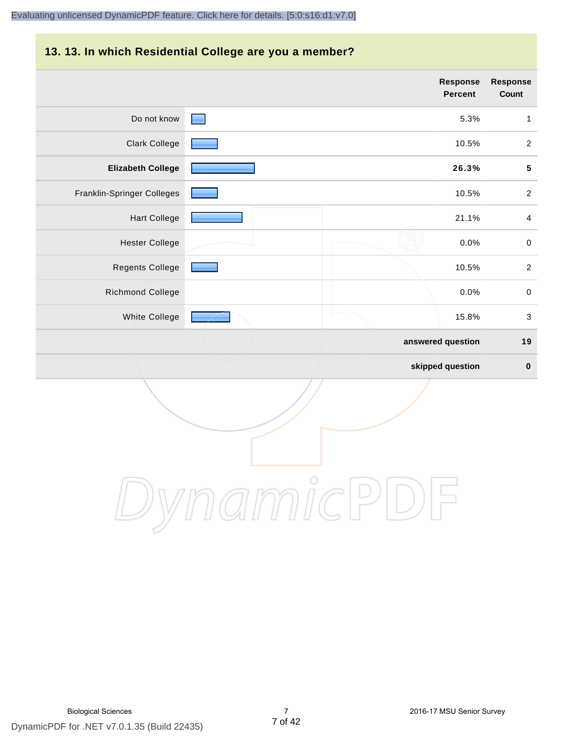## 13. 13. In which Residential College are you a member?

| | Response Percent | Response Count |
|---|---|---|
| Do not know | 5.3% | 1 |
| Clark College | 10.5% | 2 |
| **Elizabeth College** | **26.3%** | **5** |
| Franklin-Springer Colleges | 10.5% | 2 |
| Hart College | 21.1% | 4 |
| Hester College | 0.0% | 0 |
| Regents College | 10.5% | 2 |
| Richmond College | 0.0% | 0 |
| White College | 15.8% | 3 |
| **answered question** | | **19** |
| **skipped question** | | **0** |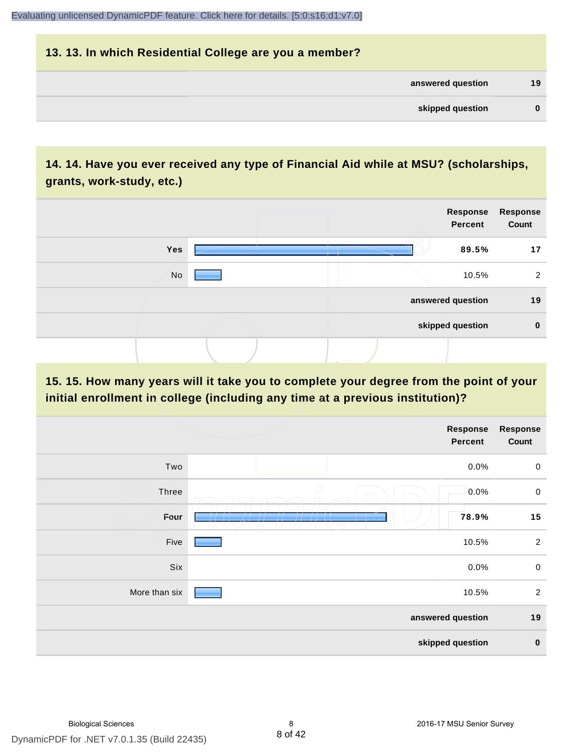## 13. 13. In which Residential College are you a member?

| | |
|---|---|
| answered question | 19 |
| skipped question | 0 |

## 14. 14. Have you ever received any type of Financial Aid while at MSU? (scholarships, grants, work-study, etc.)

| | Response Percent | Response Count |
|---|---|---|
| Yes | 89.5% | 17 |
| No | 10.5% | 2 |
| answered question | | 19 |
| skipped question | | 0 |

## 15. 15. How many years will it take you to complete your degree from the point of your initial enrollment in college (including any time at a previous institution)?

| | Response Percent | Response Count |
|---|---|---|
| Two | 0.0% | 0 |
| Three | 0.0% | 0 |
| Four | 78.9% | 15 |
| Five | 10.5% | 2 |
| Six | 0.0% | 0 |
| More than six | 10.5% | 2 |
| answered question | | 19 |
| skipped question | | 0 |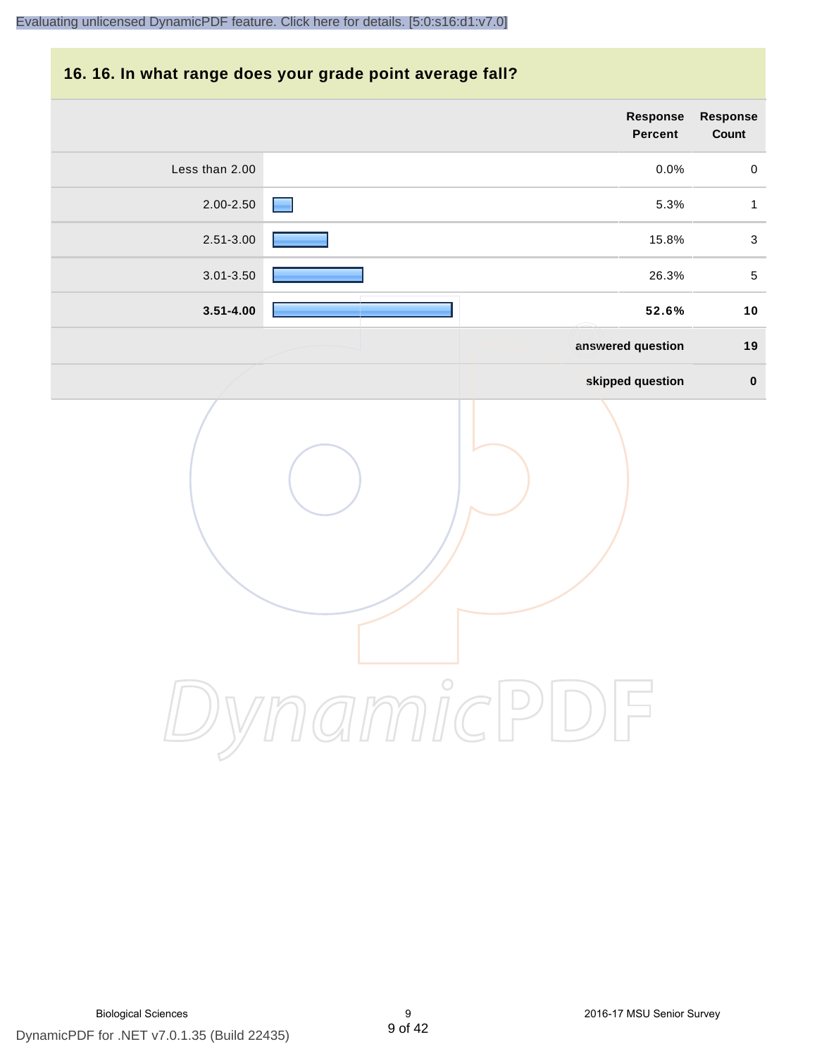## 16. 16. In what range does your grade point average fall?

| | Response Percent | Response Count |
|---|---|---|
| Less than 2.00 | 0.0% | 0 |
| 2.00-2.50 | 5.3% | 1 |
| 2.51-3.00 | 15.8% | 3 |
| 3.01-3.50 | 26.3% | 5 |
| **3.51-4.00** | **52.6%** | **10** |
| | **answered question** | **19** |
| | **skipped question** | **0** |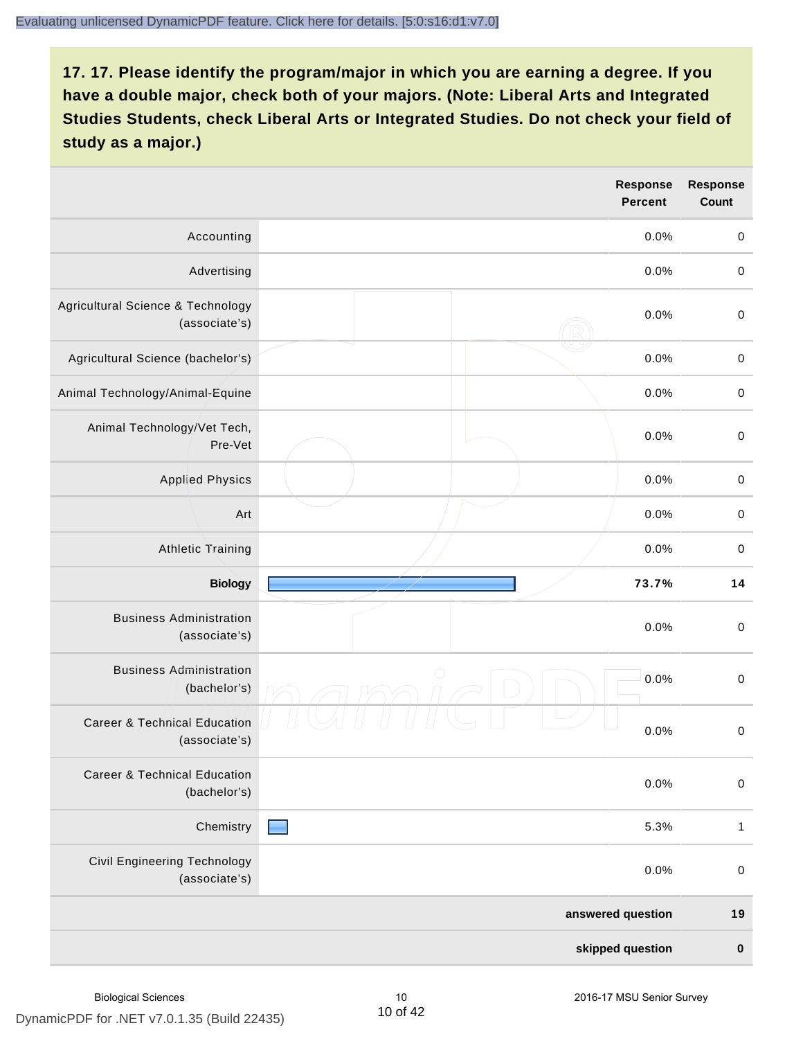## 17. 17. Please identify the program/major in which you are earning a degree. If you have a double major, check both of your majors. (Note: Liberal Arts and Integrated Studies Students, check Liberal Arts or Integrated Studies. Do not check your field of study as a major.)

| | Response Percent | Response Count |
|---|---|---|
| Accounting | 0.0% | 0 |
| Advertising | 0.0% | 0 |
| Agricultural Science & Technology (associate's) | 0.0% | 0 |
| Agricultural Science (bachelor's) | 0.0% | 0 |
| Animal Technology/Animal-Equine | 0.0% | 0 |
| Animal Technology/Vet Tech, Pre-Vet | 0.0% | 0 |
| Applied Physics | 0.0% | 0 |
| Art | 0.0% | 0 |
| Athletic Training | 0.0% | 0 |
| **Biology** | **73.7%** | **14** |
| Business Administration (associate's) | 0.0% | 0 |
| Business Administration (bachelor's) | 0.0% | 0 |
| Career & Technical Education (associate's) | 0.0% | 0 |
| Career & Technical Education (bachelor's) | 0.0% | 0 |
| Chemistry | 5.3% | 1 |
| Civil Engineering Technology (associate's) | 0.0% | 0 |
| | **answered question** | **19** |
| | **skipped question** | **0** |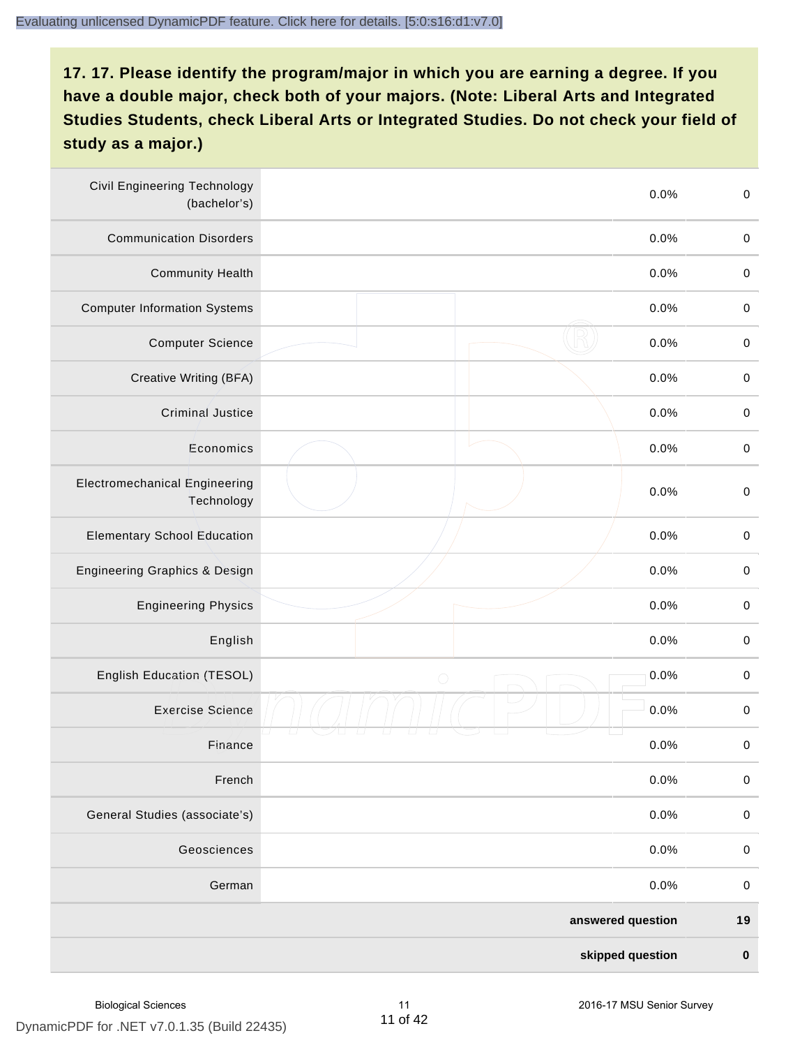## 17. 17. Please identify the program/major in which you are earning a degree. If you have a double major, check both of your majors. (Note: Liberal Arts and Integrated Studies Students, check Liberal Arts or Integrated Studies. Do not check your field of study as a major.)

| | | | |
|---|---|---|---|
| Civil Engineering Technology (bachelor's) | | 0.0% | 0 |
| Communication Disorders | | 0.0% | 0 |
| Community Health | | 0.0% | 0 |
| Computer Information Systems | | 0.0% | 0 |
| Computer Science | | 0.0% | 0 |
| Creative Writing (BFA) | | 0.0% | 0 |
| Criminal Justice | | 0.0% | 0 |
| Economics | | 0.0% | 0 |
| Electromechanical Engineering Technology | | 0.0% | 0 |
| Elementary School Education | | 0.0% | 0 |
| Engineering Graphics & Design | | 0.0% | 0 |
| Engineering Physics | | 0.0% | 0 |
| English | | 0.0% | 0 |
| English Education (TESOL) | | 0.0% | 0 |
| Exercise Science | | 0.0% | 0 |
| Finance | | 0.0% | 0 |
| French | | 0.0% | 0 |
| General Studies (associate's) | | 0.0% | 0 |
| Geosciences | | 0.0% | 0 |
| German | | 0.0% | 0 |
| | | **answered question** | **19** |
| | | **skipped question** | **0** |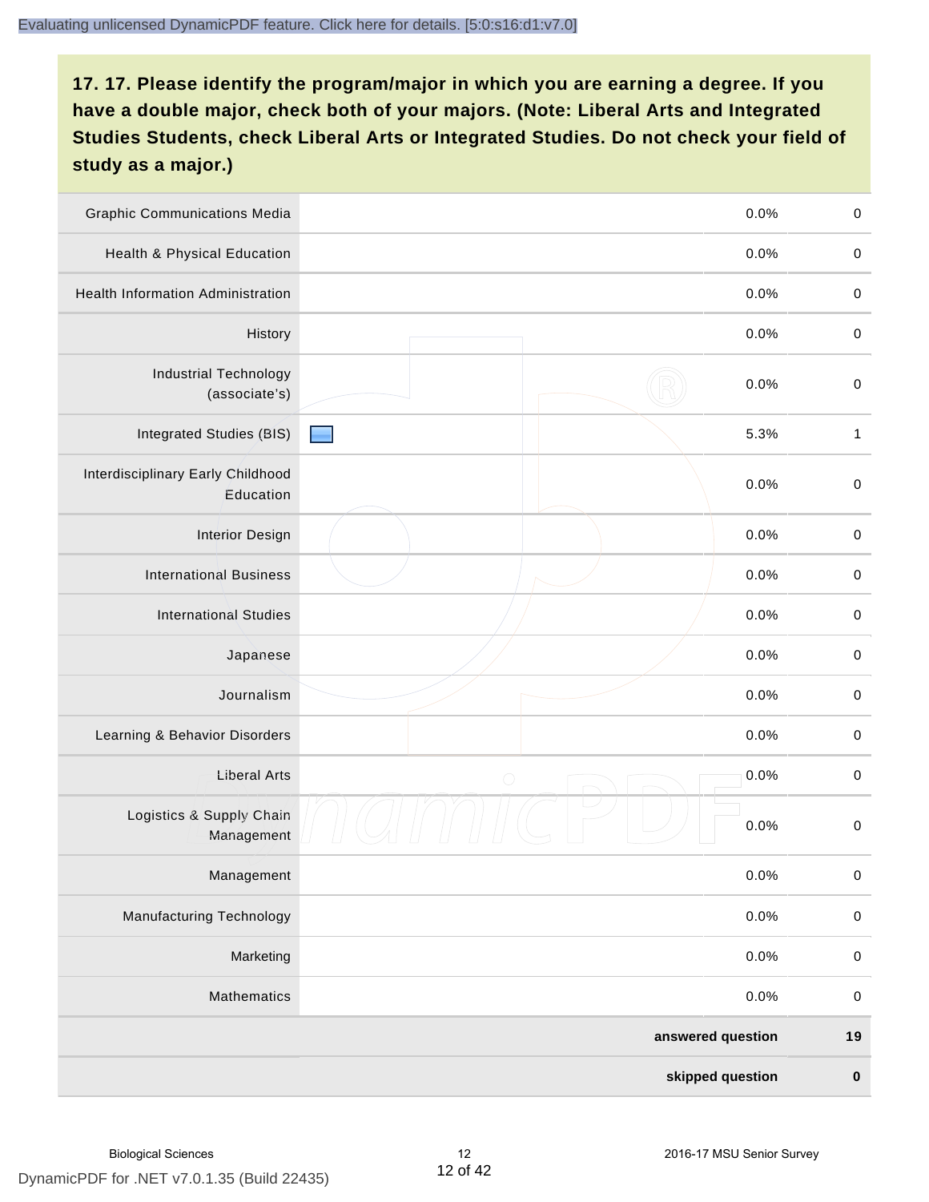## 17. 17. Please identify the program/major in which you are earning a degree. If you have a double major, check both of your majors. (Note: Liberal Arts and Integrated Studies Students, check Liberal Arts or Integrated Studies. Do not check your field of study as a major.)

| Program/Major | Percent | Count |
|---|---|---|
| Graphic Communications Media | 0.0% | 0 |
| Health & Physical Education | 0.0% | 0 |
| Health Information Administration | 0.0% | 0 |
| History | 0.0% | 0 |
| Industrial Technology (associate's) | 0.0% | 0 |
| Integrated Studies (BIS) | 5.3% | 1 |
| Interdisciplinary Early Childhood Education | 0.0% | 0 |
| Interior Design | 0.0% | 0 |
| International Business | 0.0% | 0 |
| International Studies | 0.0% | 0 |
| Japanese | 0.0% | 0 |
| Journalism | 0.0% | 0 |
| Learning & Behavior Disorders | 0.0% | 0 |
| Liberal Arts | 0.0% | 0 |
| Logistics & Supply Chain Management | 0.0% | 0 |
| Management | 0.0% | 0 |
| Manufacturing Technology | 0.0% | 0 |
| Marketing | 0.0% | 0 |
| Mathematics | 0.0% | 0 |
| **answered question** | | **19** |
| **skipped question** | | **0** |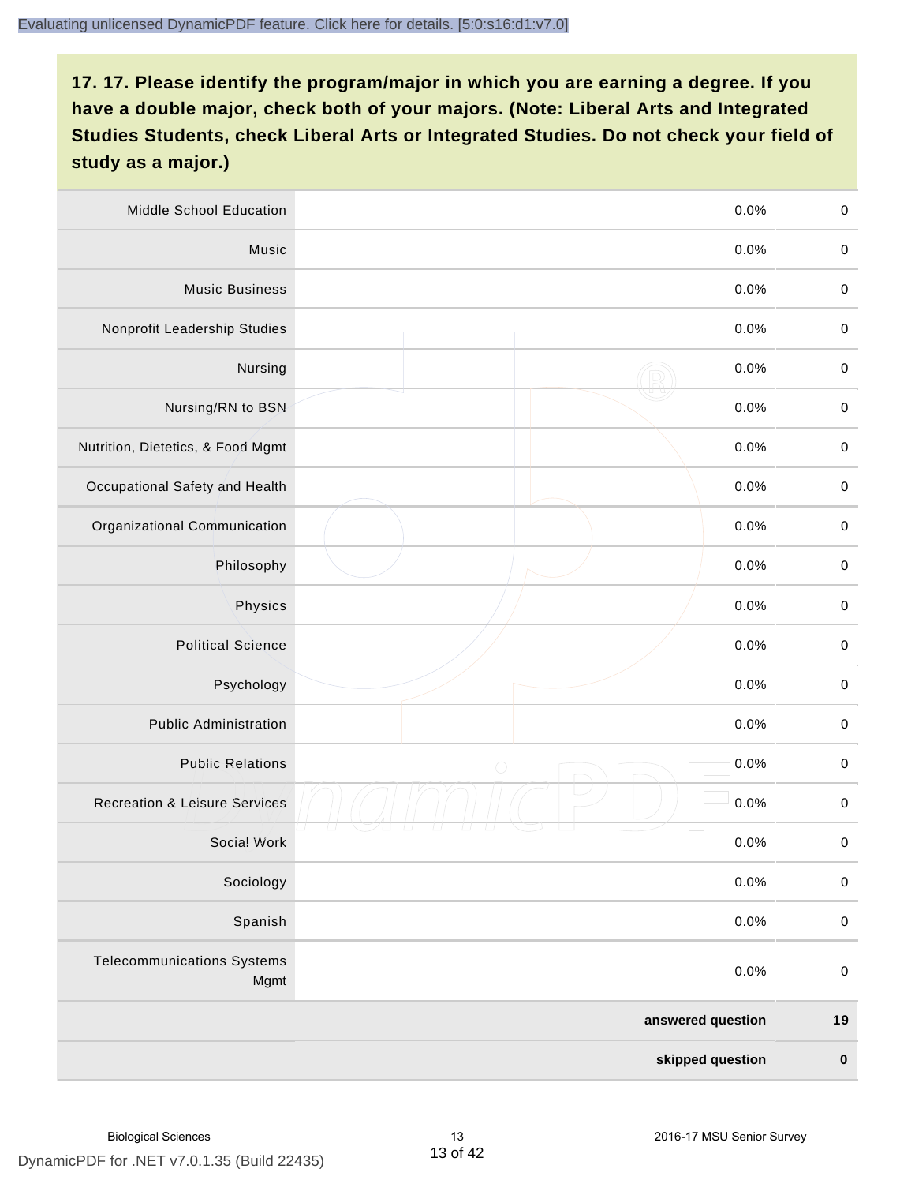**17. 17. Please identify the program/major in which you are earning a degree. If you have a double major, check both of your majors. (Note: Liberal Arts and Integrated Studies Students, check Liberal Arts or Integrated Studies. Do not check your field of study as a major.)**

| | | | |
|---|---|---|---|
| Middle School Education | | 0.0% | 0 |
| Music | | 0.0% | 0 |
| Music Business | | 0.0% | 0 |
| Nonprofit Leadership Studies | | 0.0% | 0 |
| Nursing | | 0.0% | 0 |
| Nursing/RN to BSN | | 0.0% | 0 |
| Nutrition, Dietetics, & Food Mgmt | | 0.0% | 0 |
| Occupational Safety and Health | | 0.0% | 0 |
| Organizational Communication | | 0.0% | 0 |
| Philosophy | | 0.0% | 0 |
| Physics | | 0.0% | 0 |
| Political Science | | 0.0% | 0 |
| Psychology | | 0.0% | 0 |
| Public Administration | | 0.0% | 0 |
| Public Relations | | 0.0% | 0 |
| Recreation & Leisure Services | | 0.0% | 0 |
| Social Work | | 0.0% | 0 |
| Sociology | | 0.0% | 0 |
| Spanish | | 0.0% | 0 |
| Telecommunications Systems Mgmt | | 0.0% | 0 |
| | | **answered question** | **19** |
| | | **skipped question** | **0** |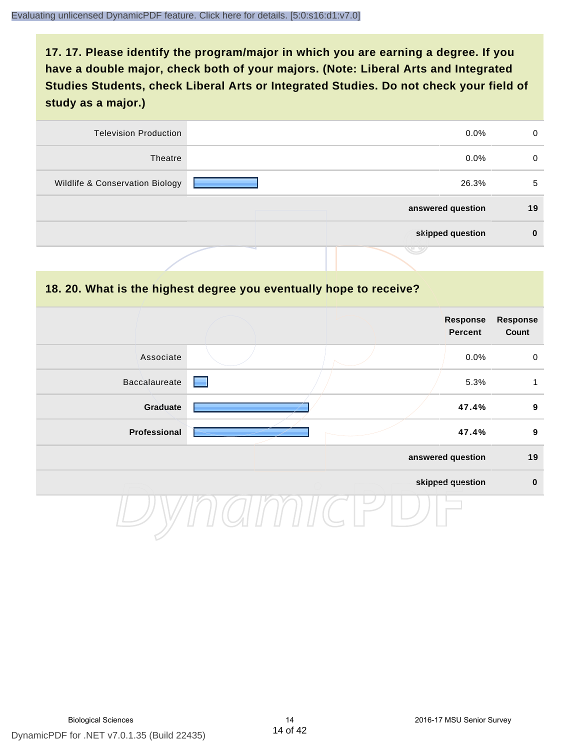## 17. 17. Please identify the program/major in which you are earning a degree. If you have a double major, check both of your majors. (Note: Liberal Arts and Integrated Studies Students, check Liberal Arts or Integrated Studies. Do not check your field of study as a major.)

| | | | |
|---|---|---|---|
| Television Production | | 0.0% | 0 |
| Theatre | | 0.0% | 0 |
| Wildlife & Conservation Biology | | 26.3% | 5 |
| | | **answered question** | **19** |
| | | **skipped question** | **0** |

## 18. 20. What is the highest degree you eventually hope to receive?

| | | Response Percent | Response Count |
|---|---|---|---|
| Associate | | 0.0% | 0 |
| Baccalaureate | | 5.3% | 1 |
| **Graduate** | | **47.4%** | **9** |
| **Professional** | | **47.4%** | **9** |
| | | **answered question** | **19** |
| | | **skipped question** | **0** |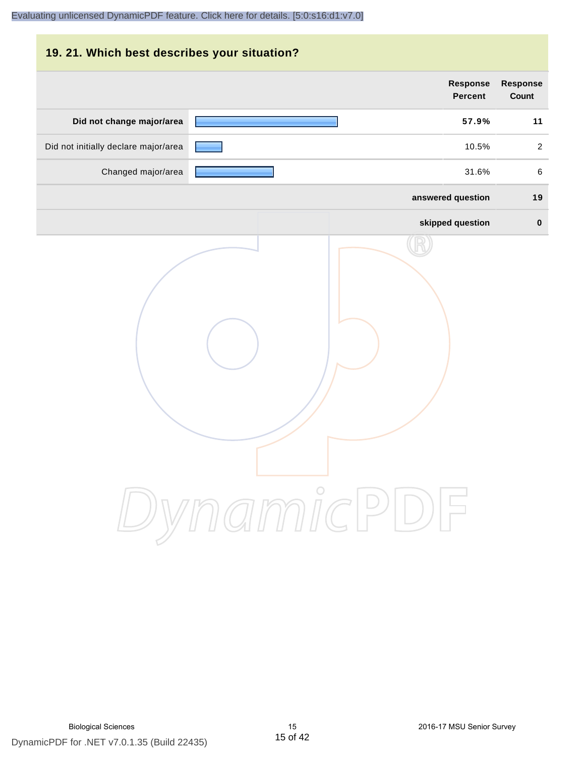## 19. 21. Which best describes your situation?

| | Response Percent | Response Count |
|---|---|---|
| **Did not change major/area** | **57.9%** | **11** |
| Did not initially declare major/area | 10.5% | 2 |
| Changed major/area | 31.6% | 6 |
| **answered question** | | **19** |
| **skipped question** | | **0** |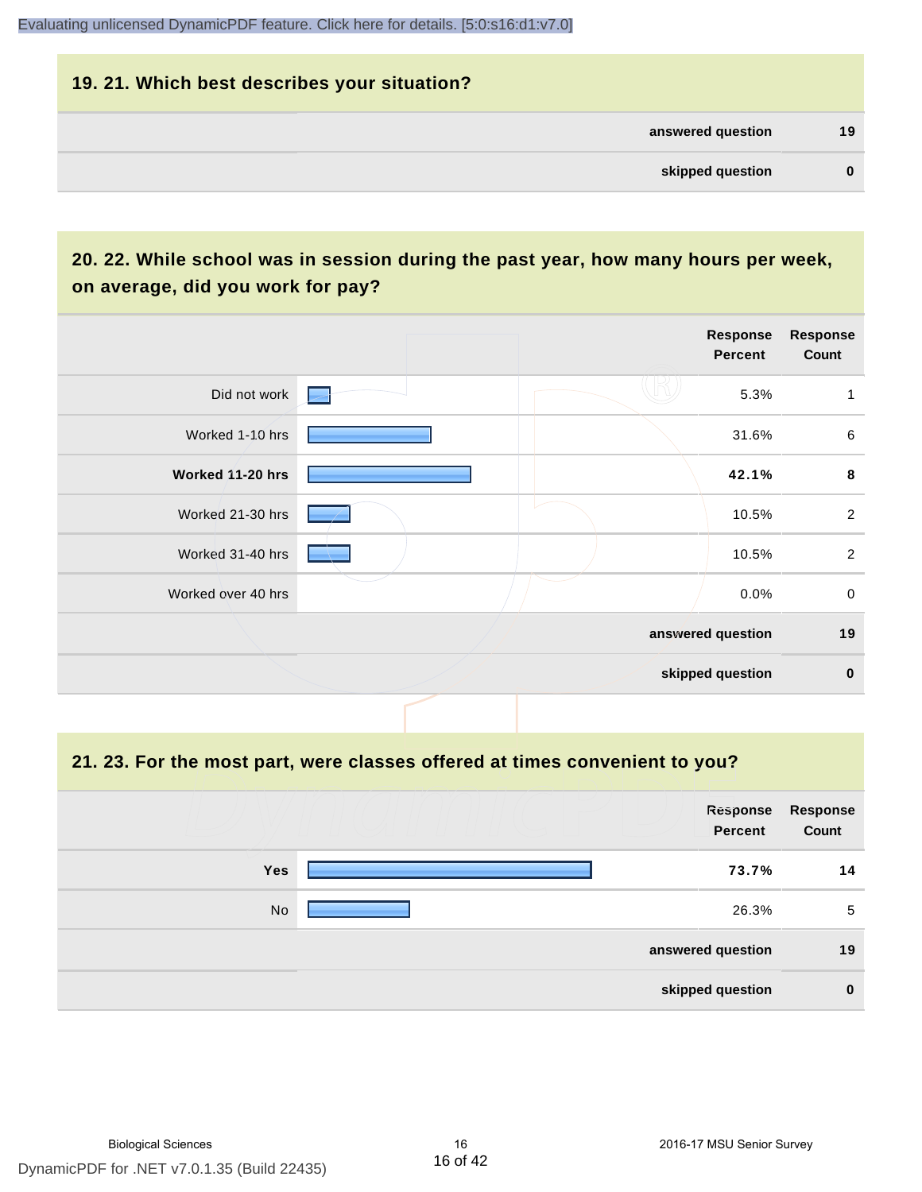## 19. 21. Which best describes your situation?

| | |
|---|---|
| answered question | 19 |
| skipped question | 0 |

## 20. 22. While school was in session during the past year, how many hours per week, on average, did you work for pay?

| | Response Percent | Response Count |
|---|---|---|
| Did not work | 5.3% | 1 |
| Worked 1-10 hrs | 31.6% | 6 |
| **Worked 11-20 hrs** | **42.1%** | **8** |
| Worked 21-30 hrs | 10.5% | 2 |
| Worked 31-40 hrs | 10.5% | 2 |
| Worked over 40 hrs | 0.0% | 0 |
| | answered question | 19 |
| | skipped question | 0 |

## 21. 23. For the most part, were classes offered at times convenient to you?

| | Response Percent | Response Count |
|---|---|---|
| **Yes** | **73.7%** | **14** |
| No | 26.3% | 5 |
| | answered question | 19 |
| | skipped question | 0 |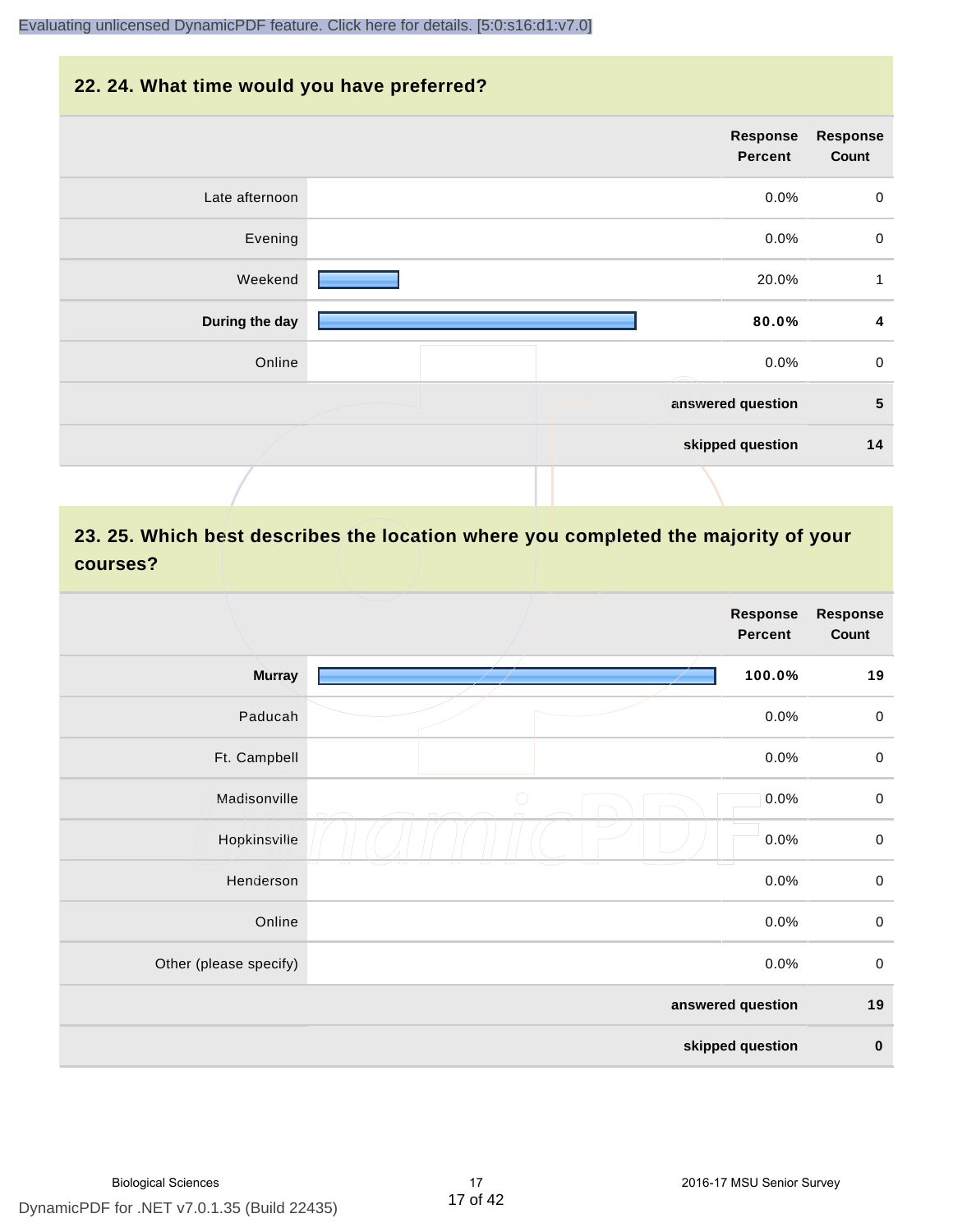## 22. 24. What time would you have preferred?

| | Response Percent | Response Count |
|---|---|---|
| Late afternoon | 0.0% | 0 |
| Evening | 0.0% | 0 |
| Weekend | 20.0% | 1 |
| **During the day** | **80.0%** | **4** |
| Online | 0.0% | 0 |
| | **answered question** | **5** |
| | **skipped question** | **14** |

## 23. 25. Which best describes the location where you completed the majority of your courses?

| | Response Percent | Response Count |
|---|---|---|
| **Murray** | **100.0%** | **19** |
| Paducah | 0.0% | 0 |
| Ft. Campbell | 0.0% | 0 |
| Madisonville | 0.0% | 0 |
| Hopkinsville | 0.0% | 0 |
| Henderson | 0.0% | 0 |
| Online | 0.0% | 0 |
| Other (please specify) | 0.0% | 0 |
| | **answered question** | **19** |
| | **skipped question** | **0** |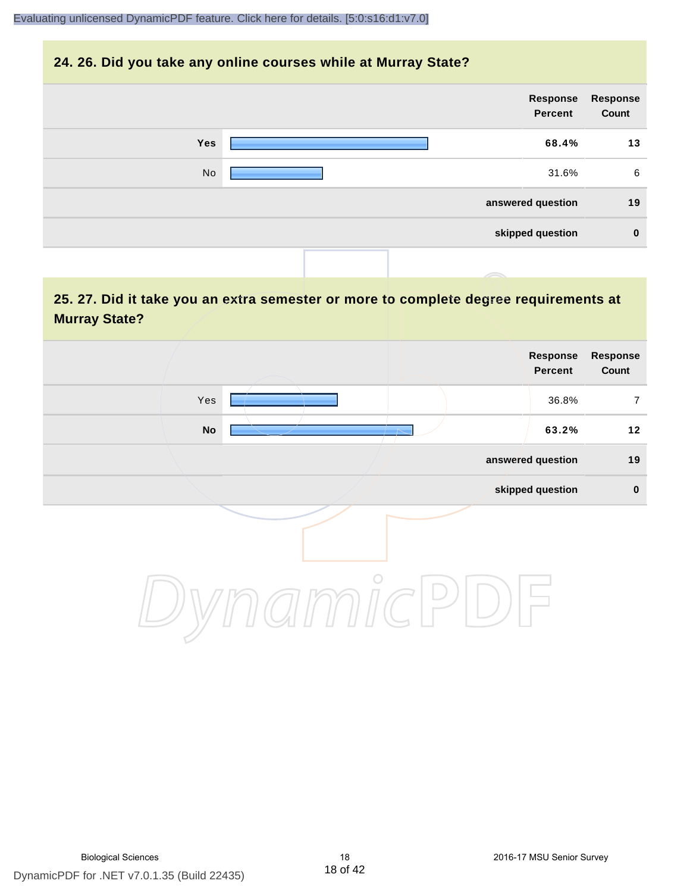## 24. 26. Did you take any online courses while at Murray State?

| | Response Percent | Response Count |
|---|---|---|
| **Yes** | **68.4%** | **13** |
| No | 31.6% | 6 |
| | **answered question** | **19** |
| | **skipped question** | **0** |

## 25. 27. Did it take you an extra semester or more to complete degree requirements at Murray State?

| | Response Percent | Response Count |
|---|---|---|
| Yes | 36.8% | 7 |
| **No** | **63.2%** | **12** |
| | **answered question** | **19** |
| | **skipped question** | **0** |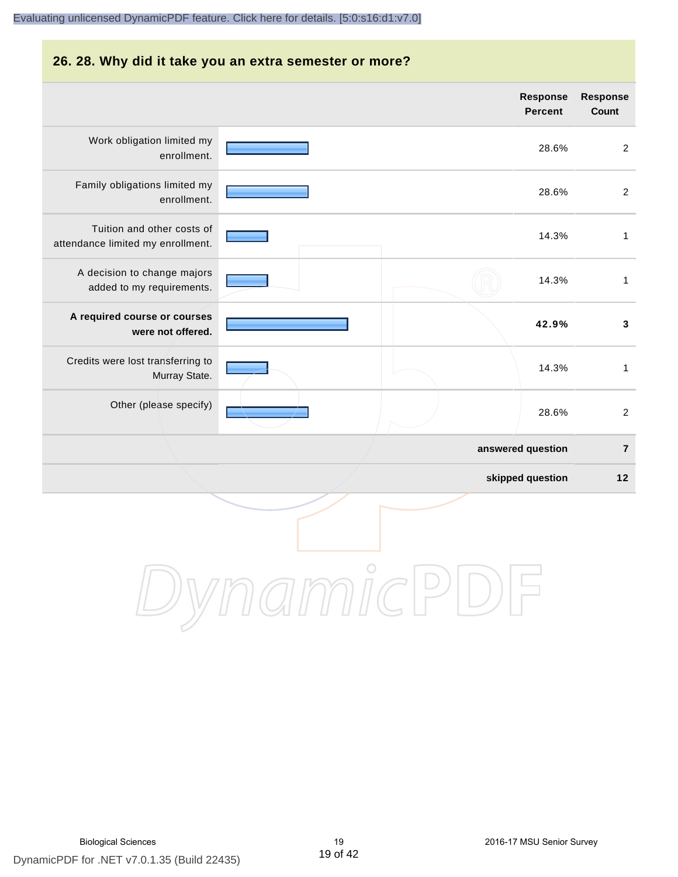## 26. 28. Why did it take you an extra semester or more?

| | Response Percent | Response Count |
|---|---|---|
| Work obligation limited my enrollment. | 28.6% | 2 |
| Family obligations limited my enrollment. | 28.6% | 2 |
| Tuition and other costs of attendance limited my enrollment. | 14.3% | 1 |
| A decision to change majors added to my requirements. | 14.3% | 1 |
| **A required course or courses were not offered.** | **42.9%** | **3** |
| Credits were lost transferring to Murray State. | 14.3% | 1 |
| Other (please specify) | 28.6% | 2 |
| | **answered question** | **7** |
| | **skipped question** | **12** |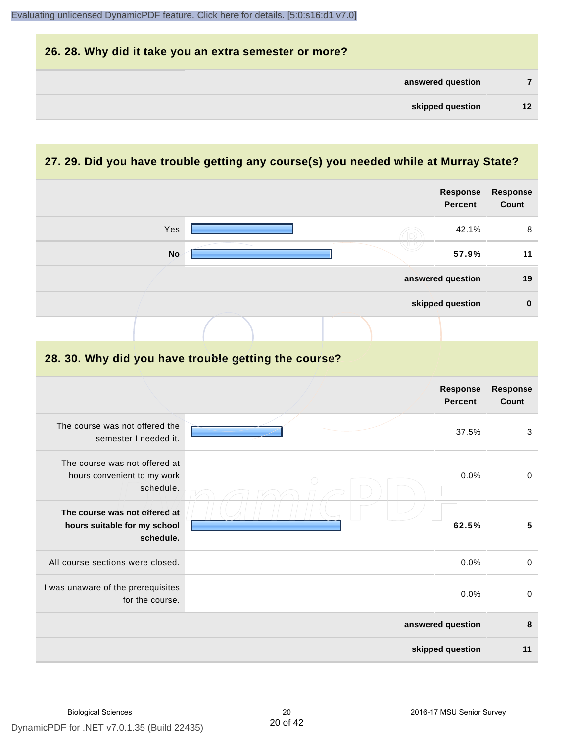## 26. 28. Why did it take you an extra semester or more?

| | |
|---|---|
| answered question | 7 |
| skipped question | 12 |

## 27. 29. Did you have trouble getting any course(s) you needed while at Murray State?

| | Response Percent | Response Count |
|---|---|---|
| Yes | 42.1% | 8 |
| **No** | **57.9%** | **11** |
| answered question | | 19 |
| skipped question | | 0 |

## 28. 30. Why did you have trouble getting the course?

| | Response Percent | Response Count |
|---|---|---|
| The course was not offered the semester I needed it. | 37.5% | 3 |
| The course was not offered at hours convenient to my work schedule. | 0.0% | 0 |
| **The course was not offered at hours suitable for my school schedule.** | **62.5%** | **5** |
| All course sections were closed. | 0.0% | 0 |
| I was unaware of the prerequisites for the course. | 0.0% | 0 |
| answered question | | 8 |
| skipped question | | 11 |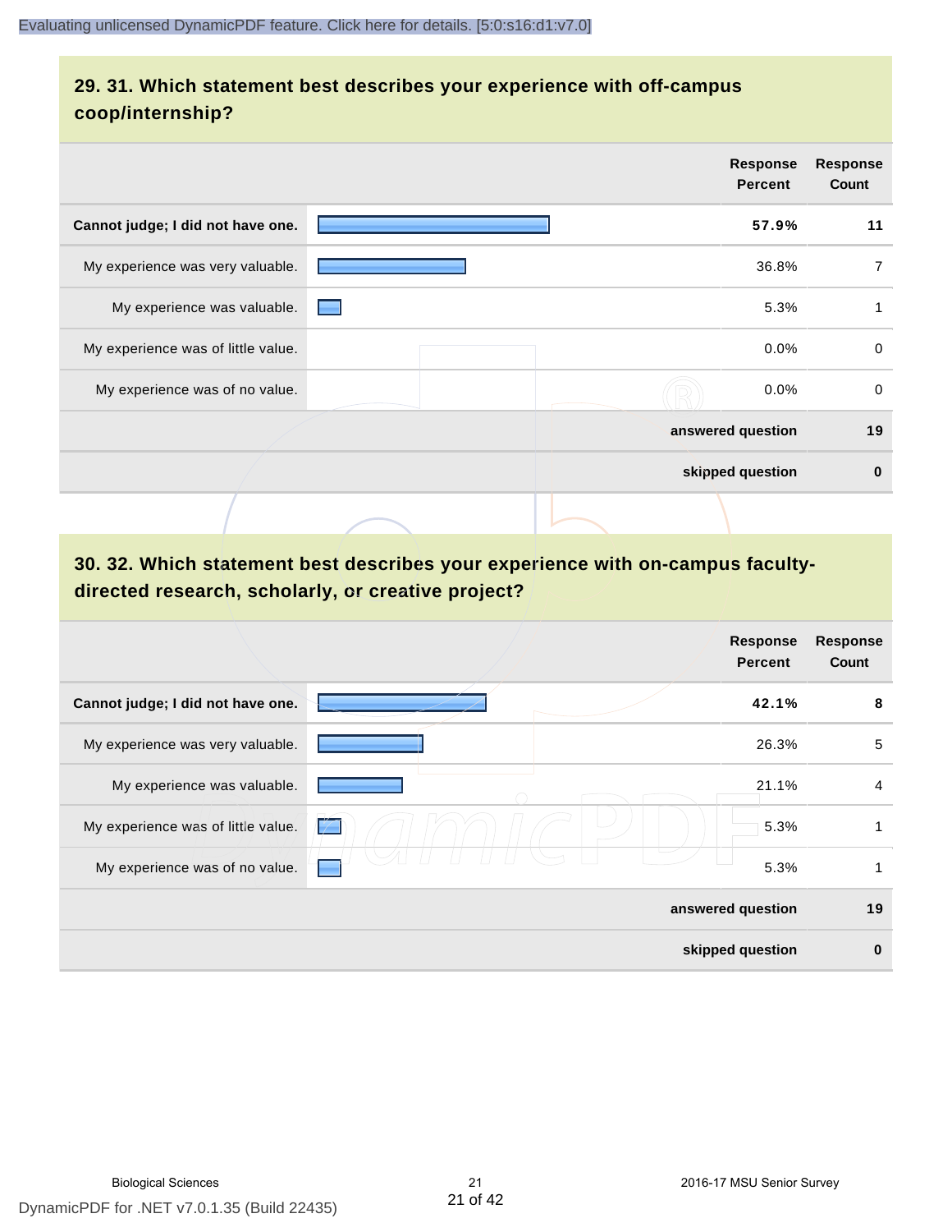## 29. 31. Which statement best describes your experience with off-campus coop/internship?

| | Response Percent | Response Count |
|---|---|---|
| **Cannot judge; I did not have one.** | **57.9%** | **11** |
| My experience was very valuable. | 36.8% | 7 |
| My experience was valuable. | 5.3% | 1 |
| My experience was of little value. | 0.0% | 0 |
| My experience was of no value. | 0.0% | 0 |
| | **answered question** | **19** |
| | **skipped question** | **0** |

## 30. 32. Which statement best describes your experience with on-campus faculty-directed research, scholarly, or creative project?

| | Response Percent | Response Count |
|---|---|---|
| **Cannot judge; I did not have one.** | **42.1%** | **8** |
| My experience was very valuable. | 26.3% | 5 |
| My experience was valuable. | 21.1% | 4 |
| My experience was of little value. | 5.3% | 1 |
| My experience was of no value. | 5.3% | 1 |
| | **answered question** | **19** |
| | **skipped question** | **0** |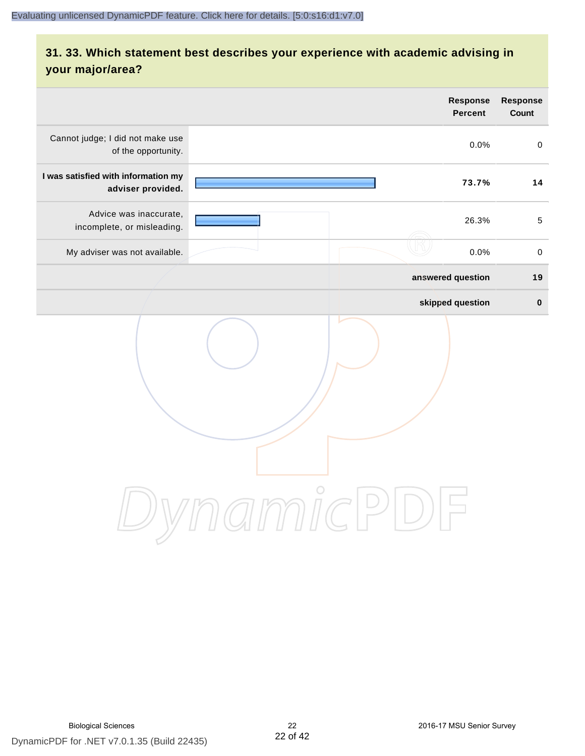## 31. 33. Which statement best describes your experience with academic advising in your major/area?

| | Response Percent | Response Count |
|---|---|---|
| Cannot judge; I did not make use of the opportunity. | 0.0% | 0 |
| **I was satisfied with information my adviser provided.** | **73.7%** | **14** |
| Advice was inaccurate, incomplete, or misleading. | 26.3% | 5 |
| My adviser was not available. | 0.0% | 0 |
| | **answered question** | **19** |
| | **skipped question** | **0** |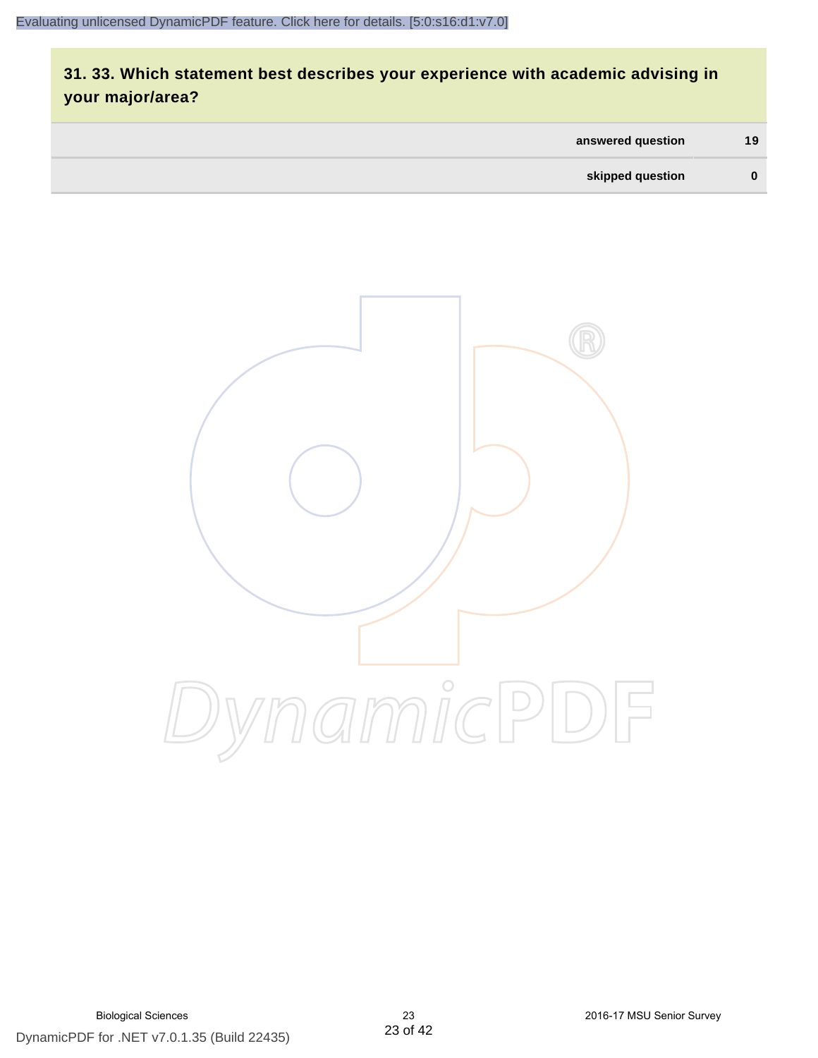Evaluating unlicensed DynamicPDF feature. Click here for details. [5:0:s16:d1:v7.0]

## 31. 33. Which statement best describes your experience with academic advising in your major/area?

| | |
|---|---|
| answered question | 19 |
| skipped question | 0 |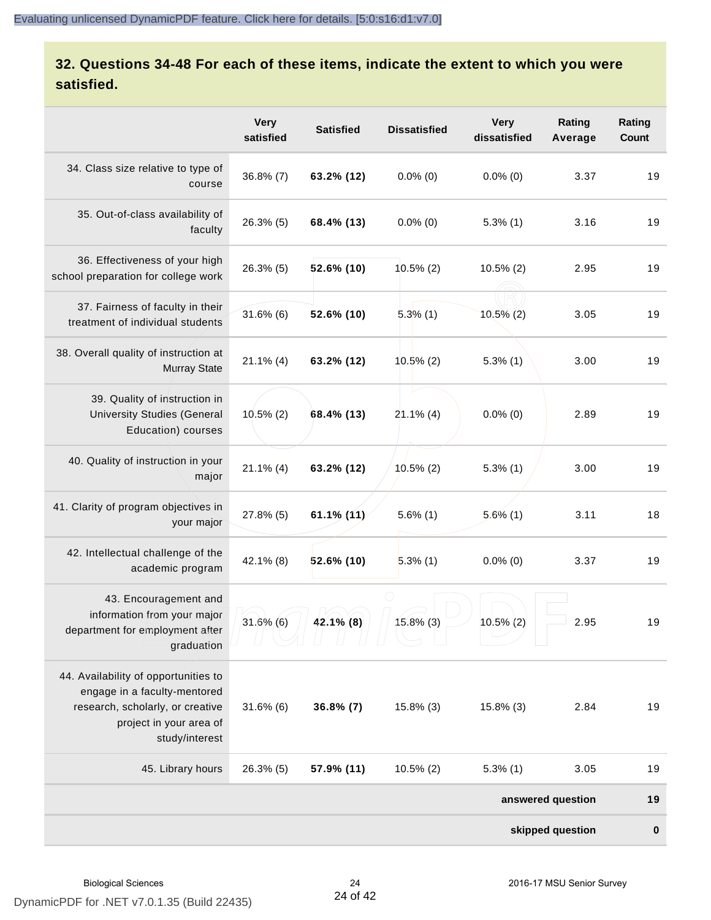## 32. Questions 34-48 For each of these items, indicate the extent to which you were satisfied.

| | Very satisfied | Satisfied | Dissatisfied | Very dissatisfied | Rating Average | Rating Count |
|---|---|---|---|---|---|---|
| 34. Class size relative to type of course | 36.8% (7) | **63.2% (12)** | 0.0% (0) | 0.0% (0) | 3.37 | 19 |
| 35. Out-of-class availability of faculty | 26.3% (5) | **68.4% (13)** | 0.0% (0) | 5.3% (1) | 3.16 | 19 |
| 36. Effectiveness of your high school preparation for college work | 26.3% (5) | **52.6% (10)** | 10.5% (2) | 10.5% (2) | 2.95 | 19 |
| 37. Fairness of faculty in their treatment of individual students | 31.6% (6) | **52.6% (10)** | 5.3% (1) | 10.5% (2) | 3.05 | 19 |
| 38. Overall quality of instruction at Murray State | 21.1% (4) | **63.2% (12)** | 10.5% (2) | 5.3% (1) | 3.00 | 19 |
| 39. Quality of instruction in University Studies (General Education) courses | 10.5% (2) | **68.4% (13)** | 21.1% (4) | 0.0% (0) | 2.89 | 19 |
| 40. Quality of instruction in your major | 21.1% (4) | **63.2% (12)** | 10.5% (2) | 5.3% (1) | 3.00 | 19 |
| 41. Clarity of program objectives in your major | 27.8% (5) | **61.1% (11)** | 5.6% (1) | 5.6% (1) | 3.11 | 18 |
| 42. Intellectual challenge of the academic program | 42.1% (8) | **52.6% (10)** | 5.3% (1) | 0.0% (0) | 3.37 | 19 |
| 43. Encouragement and information from your major department for employment after graduation | 31.6% (6) | **42.1% (8)** | 15.8% (3) | 10.5% (2) | 2.95 | 19 |
| 44. Availability of opportunities to engage in a faculty-mentored research, scholarly, or creative project in your area of study/interest | 31.6% (6) | **36.8% (7)** | 15.8% (3) | 15.8% (3) | 2.84 | 19 |
| 45. Library hours | 26.3% (5) | **57.9% (11)** | 10.5% (2) | 5.3% (1) | 3.05 | 19 |
| | | | | | **answered question** | **19** |
| | | | | | **skipped question** | **0** |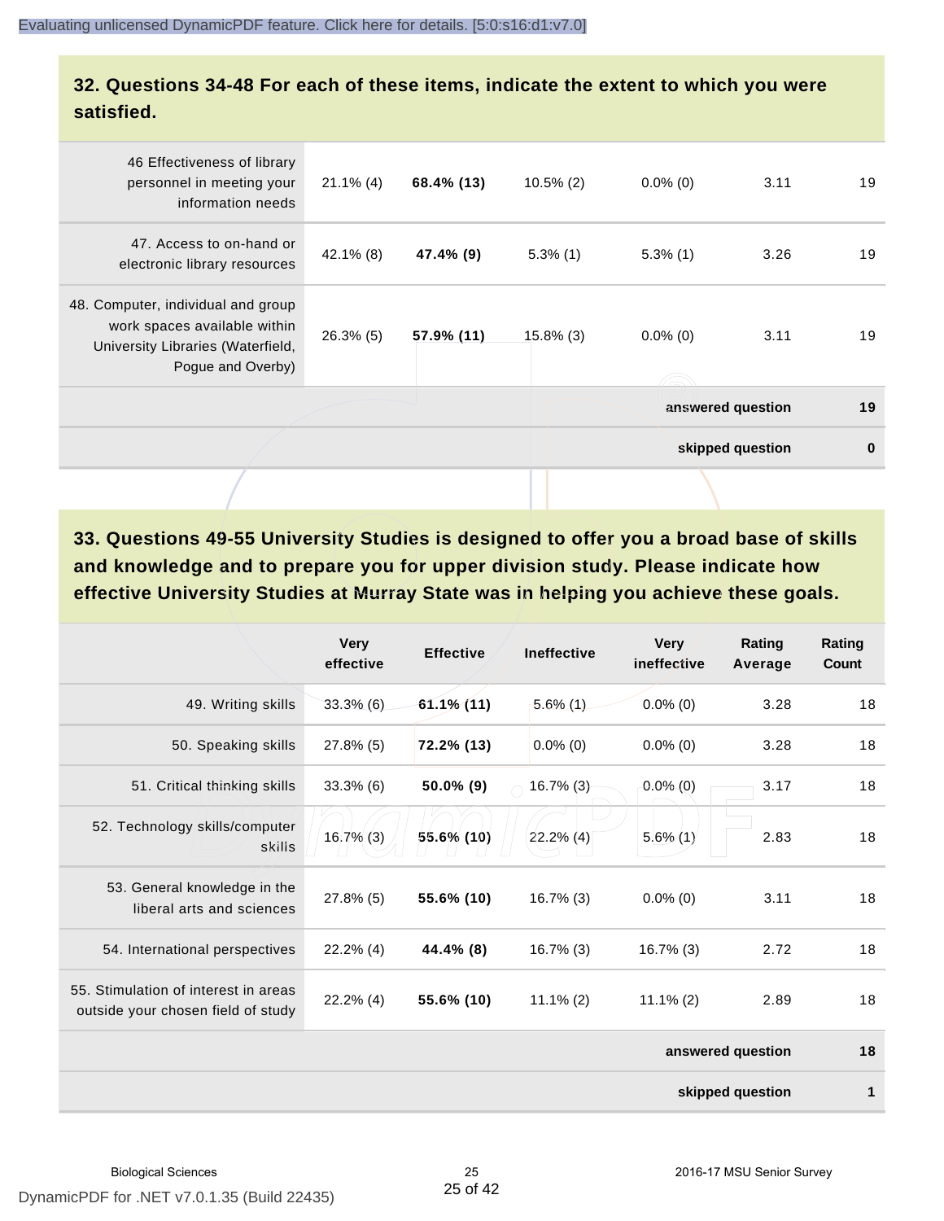## 32. Questions 34-48 For each of these items, indicate the extent to which you were satisfied.

| | | | | | | |
|---|---|---|---|---|---|---|
| 46 Effectiveness of library personnel in meeting your information needs | 21.1% (4) | **68.4% (13)** | 10.5% (2) | 0.0% (0) | 3.11 | 19 |
| 47. Access to on-hand or electronic library resources | 42.1% (8) | **47.4% (9)** | 5.3% (1) | 5.3% (1) | 3.26 | 19 |
| 48. Computer, individual and group work spaces available within University Libraries (Waterfield, Pogue and Overby) | 26.3% (5) | **57.9% (11)** | 15.8% (3) | 0.0% (0) | 3.11 | 19 |
| | | | | | **answered question** | **19** |
| | | | | | **skipped question** | **0** |

## 33. Questions 49-55 University Studies is designed to offer you a broad base of skills and knowledge and to prepare you for upper division study. Please indicate how effective University Studies at Murray State was in helping you achieve these goals.

| | Very effective | Effective | Ineffective | Very ineffective | Rating Average | Rating Count |
|---|---|---|---|---|---|---|
| 49. Writing skills | 33.3% (6) | **61.1% (11)** | 5.6% (1) | 0.0% (0) | 3.28 | 18 |
| 50. Speaking skills | 27.8% (5) | **72.2% (13)** | 0.0% (0) | 0.0% (0) | 3.28 | 18 |
| 51. Critical thinking skills | 33.3% (6) | **50.0% (9)** | 16.7% (3) | 0.0% (0) | 3.17 | 18 |
| 52. Technology skills/computer skills | 16.7% (3) | **55.6% (10)** | 22.2% (4) | 5.6% (1) | 2.83 | 18 |
| 53. General knowledge in the liberal arts and sciences | 27.8% (5) | **55.6% (10)** | 16.7% (3) | 0.0% (0) | 3.11 | 18 |
| 54. International perspectives | 22.2% (4) | **44.4% (8)** | 16.7% (3) | 16.7% (3) | 2.72 | 18 |
| 55. Stimulation of interest in areas outside your chosen field of study | 22.2% (4) | **55.6% (10)** | 11.1% (2) | 11.1% (2) | 2.89 | 18 |
| | | | | | **answered question** | **18** |
| | | | | | **skipped question** | **1** |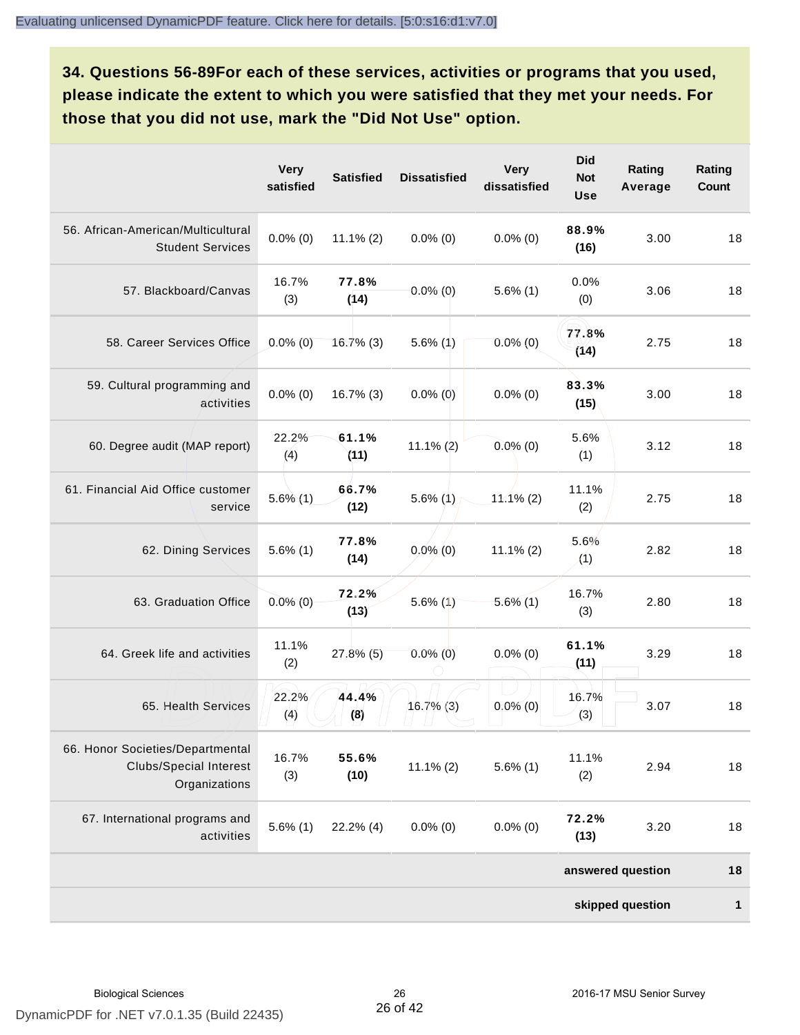**34. Questions 56-89For each of these services, activities or programs that you used, please indicate the extent to which you were satisfied that they met your needs. For those that you did not use, mark the "Did Not Use" option.**

| | Very satisfied | Satisfied | Dissatisfied | Very dissatisfied | Did Not Use | Rating Average | Rating Count |
|---|---|---|---|---|---|---|---|
| 56. African-American/Multicultural Student Services | 0.0% (0) | 11.1% (2) | 0.0% (0) | 0.0% (0) | **88.9% (16)** | 3.00 | 18 |
| 57. Blackboard/Canvas | 16.7% (3) | **77.8% (14)** | 0.0% (0) | 5.6% (1) | 0.0% (0) | 3.06 | 18 |
| 58. Career Services Office | 0.0% (0) | 16.7% (3) | 5.6% (1) | 0.0% (0) | **77.8% (14)** | 2.75 | 18 |
| 59. Cultural programming and activities | 0.0% (0) | 16.7% (3) | 0.0% (0) | 0.0% (0) | **83.3% (15)** | 3.00 | 18 |
| 60. Degree audit (MAP report) | 22.2% (4) | **61.1% (11)** | 11.1% (2) | 0.0% (0) | 5.6% (1) | 3.12 | 18 |
| 61. Financial Aid Office customer service | 5.6% (1) | **66.7% (12)** | 5.6% (1) | 11.1% (2) | 11.1% (2) | 2.75 | 18 |
| 62. Dining Services | 5.6% (1) | **77.8% (14)** | 0.0% (0) | 11.1% (2) | 5.6% (1) | 2.82 | 18 |
| 63. Graduation Office | 0.0% (0) | **72.2% (13)** | 5.6% (1) | 5.6% (1) | 16.7% (3) | 2.80 | 18 |
| 64. Greek life and activities | 11.1% (2) | 27.8% (5) | 0.0% (0) | 0.0% (0) | **61.1% (11)** | 3.29 | 18 |
| 65. Health Services | 22.2% (4) | **44.4% (8)** | 16.7% (3) | 0.0% (0) | 16.7% (3) | 3.07 | 18 |
| 66. Honor Societies/Departmental Clubs/Special Interest Organizations | 16.7% (3) | **55.6% (10)** | 11.1% (2) | 5.6% (1) | 11.1% (2) | 2.94 | 18 |
| 67. International programs and activities | 5.6% (1) | 22.2% (4) | 0.0% (0) | 0.0% (0) | **72.2% (13)** | 3.20 | 18 |
| | | | | | | **answered question** | **18** |
| | | | | | | **skipped question** | **1** |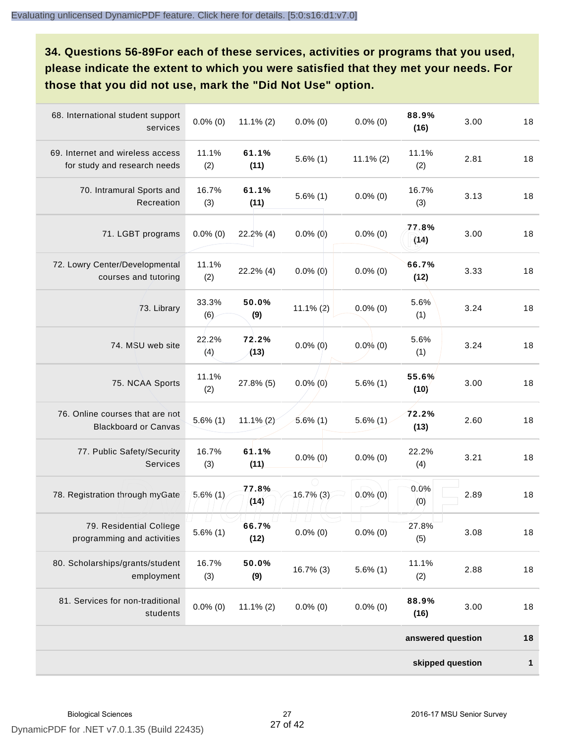## 34. Questions 56-89For each of these services, activities or programs that you used, please indicate the extent to which you were satisfied that they met your needs. For those that you did not use, mark the "Did Not Use" option.

| | | | | | | | |
|---|---|---|---|---|---|---|---|
| 68. International student support services | 0.0% (0) | 11.1% (2) | 0.0% (0) | 0.0% (0) | **88.9% (16)** | 3.00 | 18 |
| 69. Internet and wireless access for study and research needs | 11.1% (2) | **61.1% (11)** | 5.6% (1) | 11.1% (2) | 11.1% (2) | 2.81 | 18 |
| 70. Intramural Sports and Recreation | 16.7% (3) | **61.1% (11)** | 5.6% (1) | 0.0% (0) | 16.7% (3) | 3.13 | 18 |
| 71. LGBT programs | 0.0% (0) | 22.2% (4) | 0.0% (0) | 0.0% (0) | **77.8% (14)** | 3.00 | 18 |
| 72. Lowry Center/Developmental courses and tutoring | 11.1% (2) | 22.2% (4) | 0.0% (0) | 0.0% (0) | **66.7% (12)** | 3.33 | 18 |
| 73. Library | 33.3% (6) | **50.0% (9)** | 11.1% (2) | 0.0% (0) | 5.6% (1) | 3.24 | 18 |
| 74. MSU web site | 22.2% (4) | **72.2% (13)** | 0.0% (0) | 0.0% (0) | 5.6% (1) | 3.24 | 18 |
| 75. NCAA Sports | 11.1% (2) | 27.8% (5) | 0.0% (0) | 5.6% (1) | **55.6% (10)** | 3.00 | 18 |
| 76. Online courses that are not Blackboard or Canvas | 5.6% (1) | 11.1% (2) | 5.6% (1) | 5.6% (1) | **72.2% (13)** | 2.60 | 18 |
| 77. Public Safety/Security Services | 16.7% (3) | **61.1% (11)** | 0.0% (0) | 0.0% (0) | 22.2% (4) | 3.21 | 18 |
| 78. Registration through myGate | 5.6% (1) | **77.8% (14)** | 16.7% (3) | 0.0% (0) | 0.0% (0) | 2.89 | 18 |
| 79. Residential College programming and activities | 5.6% (1) | **66.7% (12)** | 0.0% (0) | 0.0% (0) | 27.8% (5) | 3.08 | 18 |
| 80. Scholarships/grants/student employment | 16.7% (3) | **50.0% (9)** | 16.7% (3) | 5.6% (1) | 11.1% (2) | 2.88 | 18 |
| 81. Services for non-traditional students | 0.0% (0) | 11.1% (2) | 0.0% (0) | 0.0% (0) | **88.9% (16)** | 3.00 | 18 |
| | | | | | | **answered question** | **18** |
| | | | | | | **skipped question** | **1** |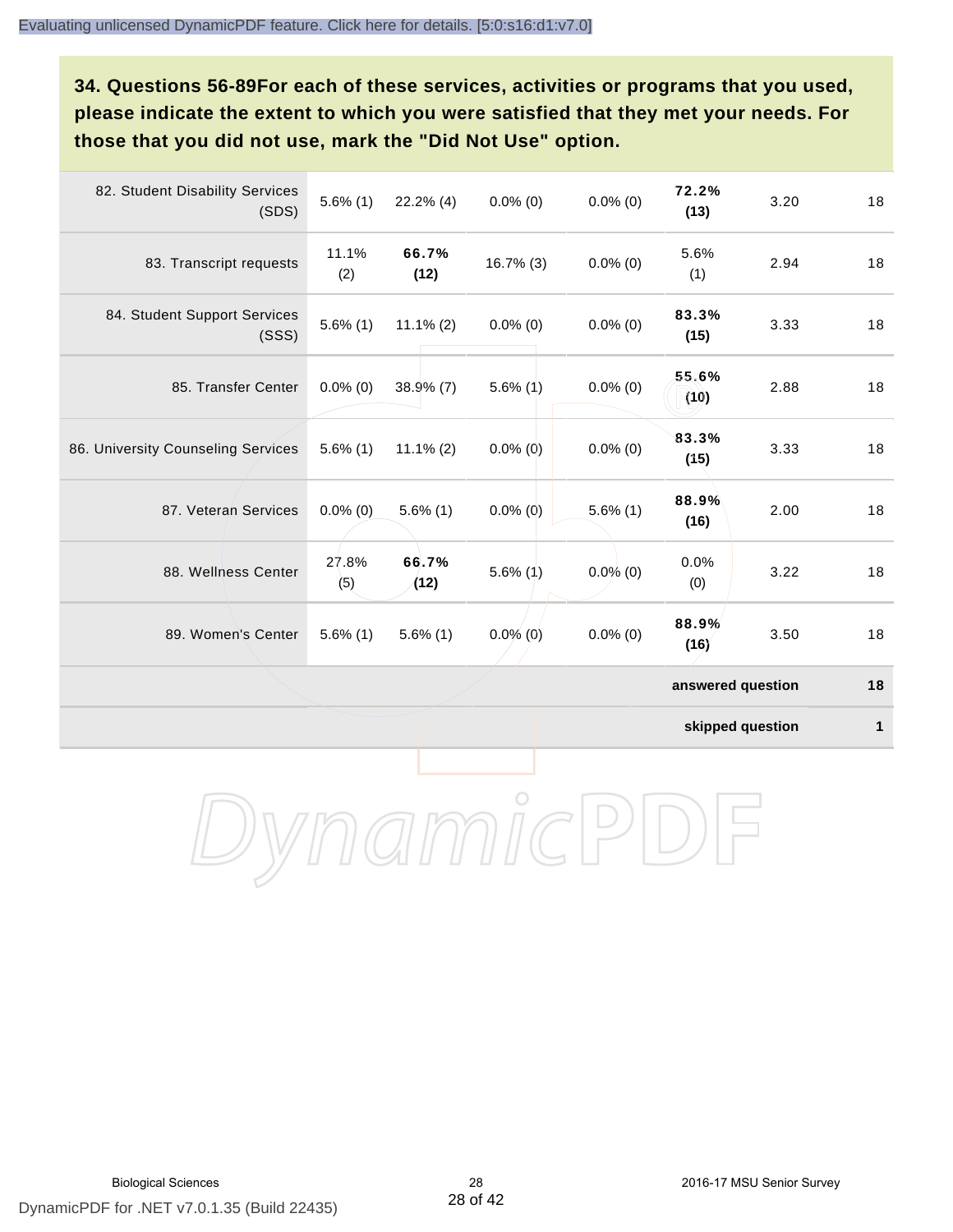**34. Questions 56-89For each of these services, activities or programs that you used, please indicate the extent to which you were satisfied that they met your needs. For those that you did not use, mark the "Did Not Use" option.**

| | | | | | | | |
|---|---|---|---|---|---|---|---|
| 82. Student Disability Services (SDS) | 5.6% (1) | 22.2% (4) | 0.0% (0) | 0.0% (0) | **72.2% (13)** | 3.20 | 18 |
| 83. Transcript requests | 11.1% (2) | **66.7% (12)** | 16.7% (3) | 0.0% (0) | 5.6% (1) | 2.94 | 18 |
| 84. Student Support Services (SSS) | 5.6% (1) | 11.1% (2) | 0.0% (0) | 0.0% (0) | **83.3% (15)** | 3.33 | 18 |
| 85. Transfer Center | 0.0% (0) | 38.9% (7) | 5.6% (1) | 0.0% (0) | **55.6% (10)** | 2.88 | 18 |
| 86. University Counseling Services | 5.6% (1) | 11.1% (2) | 0.0% (0) | 0.0% (0) | **83.3% (15)** | 3.33 | 18 |
| 87. Veteran Services | 0.0% (0) | 5.6% (1) | 0.0% (0) | 5.6% (1) | **88.9% (16)** | 2.00 | 18 |
| 88. Wellness Center | 27.8% (5) | **66.7% (12)** | 5.6% (1) | 0.0% (0) | 0.0% (0) | 3.22 | 18 |
| 89. Women's Center | 5.6% (1) | 5.6% (1) | 0.0% (0) | 0.0% (0) | **88.9% (16)** | 3.50 | 18 |
| | | | | | | **answered question** | **18** |
| | | | | | | **skipped question** | **1** |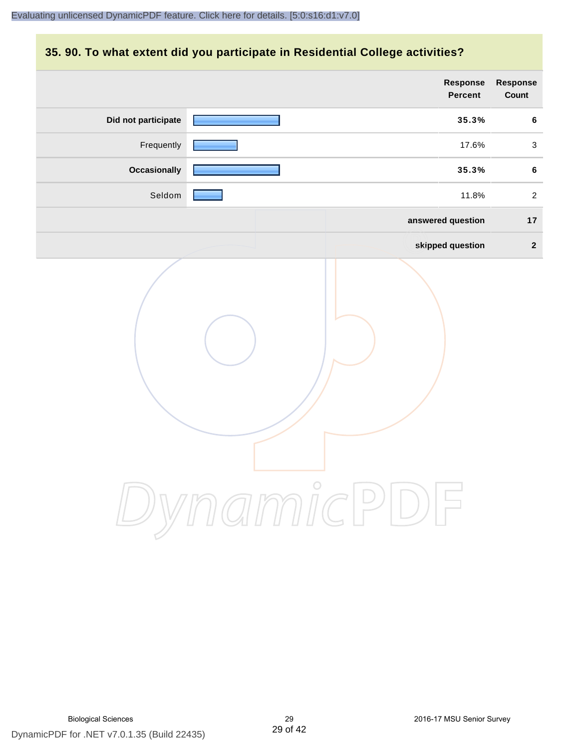## 35. 90. To what extent did you participate in Residential College activities?

| | Response Percent | Response Count |
|---|---|---|
| **Did not participate** | **35.3%** | **6** |
| Frequently | 17.6% | 3 |
| **Occasionally** | **35.3%** | **6** |
| Seldom | 11.8% | 2 |
| | **answered question** | **17** |
| | **skipped question** | **2** |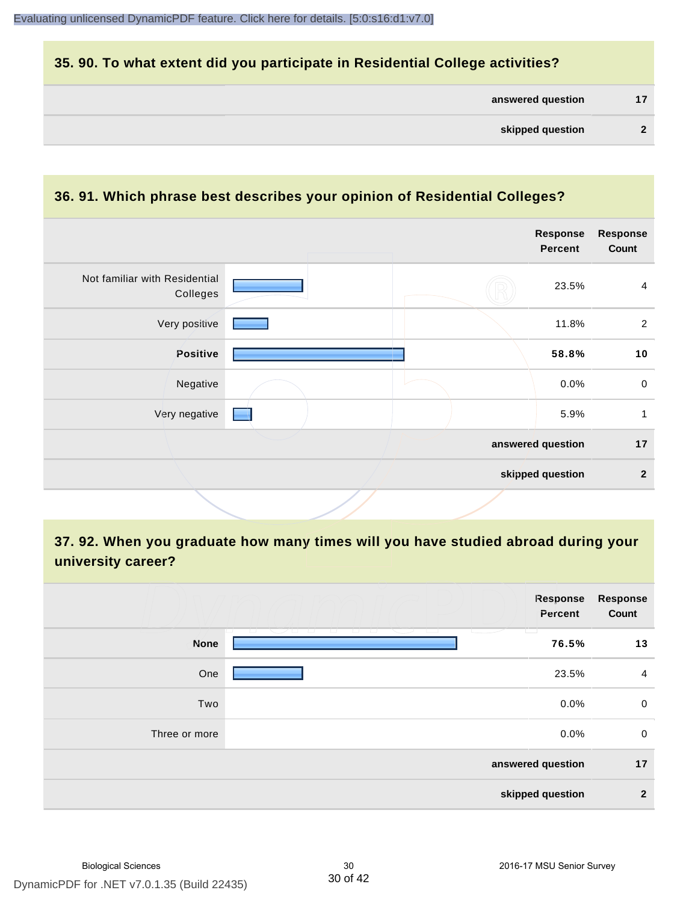## 35. 90. To what extent did you participate in Residential College activities?

| | |
|---|---|
| answered question | 17 |
| skipped question | 2 |

## 36. 91. Which phrase best describes your opinion of Residential Colleges?

| | Response Percent | Response Count |
|---|---|---|
| Not familiar with Residential Colleges | 23.5% | 4 |
| Very positive | 11.8% | 2 |
| **Positive** | **58.8%** | **10** |
| Negative | 0.0% | 0 |
| Very negative | 5.9% | 1 |
| answered question | | 17 |
| skipped question | | 2 |

## 37. 92. When you graduate how many times will you have studied abroad during your university career?

| | Response Percent | Response Count |
|---|---|---|
| **None** | **76.5%** | **13** |
| One | 23.5% | 4 |
| Two | 0.0% | 0 |
| Three or more | 0.0% | 0 |
| answered question | | 17 |
| skipped question | | 2 |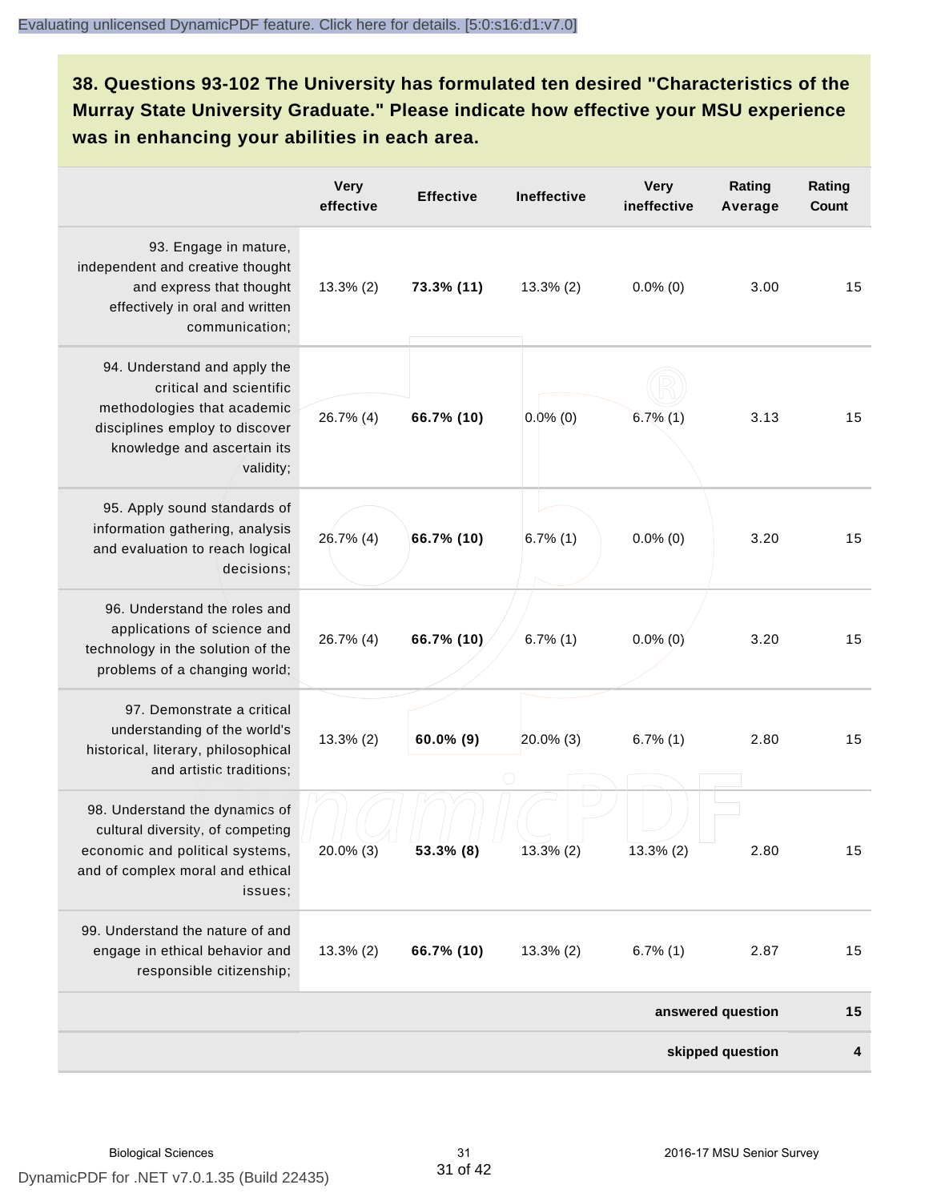**38. Questions 93-102 The University has formulated ten desired "Characteristics of the Murray State University Graduate." Please indicate how effective your MSU experience was in enhancing your abilities in each area.**

| | Very effective | Effective | Ineffective | Very ineffective | Rating Average | Rating Count |
|---|---|---|---|---|---|---|
| 93. Engage in mature, independent and creative thought and express that thought effectively in oral and written communication; | 13.3% (2) | **73.3% (11)** | 13.3% (2) | 0.0% (0) | 3.00 | 15 |
| 94. Understand and apply the critical and scientific methodologies that academic disciplines employ to discover knowledge and ascertain its validity; | 26.7% (4) | **66.7% (10)** | 0.0% (0) | 6.7% (1) | 3.13 | 15 |
| 95. Apply sound standards of information gathering, analysis and evaluation to reach logical decisions; | 26.7% (4) | **66.7% (10)** | 6.7% (1) | 0.0% (0) | 3.20 | 15 |
| 96. Understand the roles and applications of science and technology in the solution of the problems of a changing world; | 26.7% (4) | **66.7% (10)** | 6.7% (1) | 0.0% (0) | 3.20 | 15 |
| 97. Demonstrate a critical understanding of the world's historical, literary, philosophical and artistic traditions; | 13.3% (2) | **60.0% (9)** | 20.0% (3) | 6.7% (1) | 2.80 | 15 |
| 98. Understand the dynamics of cultural diversity, of competing economic and political systems, and of complex moral and ethical issues; | 20.0% (3) | **53.3% (8)** | 13.3% (2) | 13.3% (2) | 2.80 | 15 |
| 99. Understand the nature of and engage in ethical behavior and responsible citizenship; | 13.3% (2) | **66.7% (10)** | 13.3% (2) | 6.7% (1) | 2.87 | 15 |
| | | | | | **answered question** | **15** |
| | | | | | **skipped question** | **4** |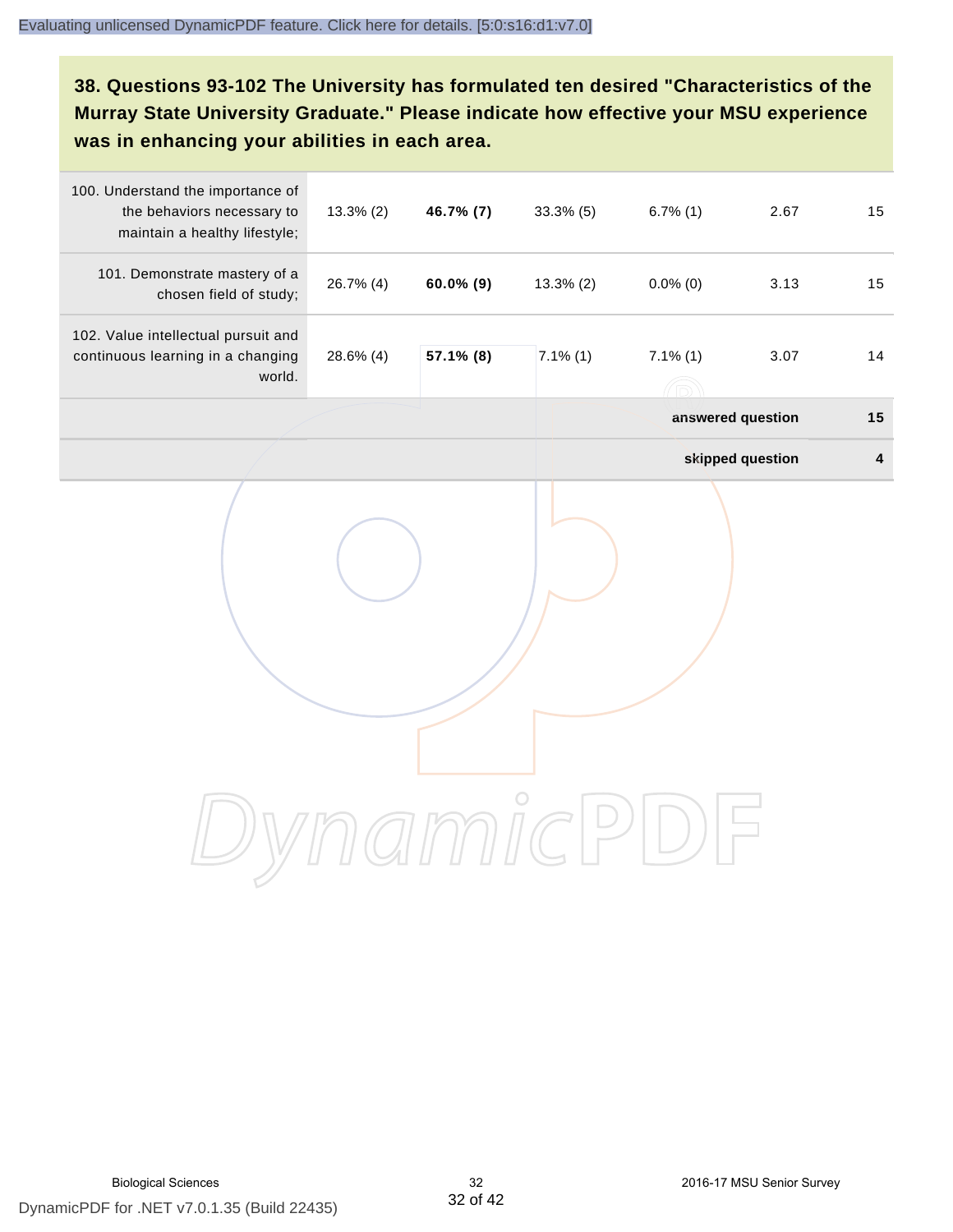**38. Questions 93-102 The University has formulated ten desired "Characteristics of the Murray State University Graduate." Please indicate how effective your MSU experience was in enhancing your abilities in each area.**

| | | | | | | |
|---|---|---|---|---|---|---|
| 100. Understand the importance of the behaviors necessary to maintain a healthy lifestyle; | 13.3% (2) | **46.7% (7)** | 33.3% (5) | 6.7% (1) | 2.67 | 15 |
| 101. Demonstrate mastery of a chosen field of study; | 26.7% (4) | **60.0% (9)** | 13.3% (2) | 0.0% (0) | 3.13 | 15 |
| 102. Value intellectual pursuit and continuous learning in a changing world. | 28.6% (4) | **57.1% (8)** | 7.1% (1) | 7.1% (1) | 3.07 | 14 |
| | | | | | **answered question** | **15** |
| | | | | | **skipped question** | **4** |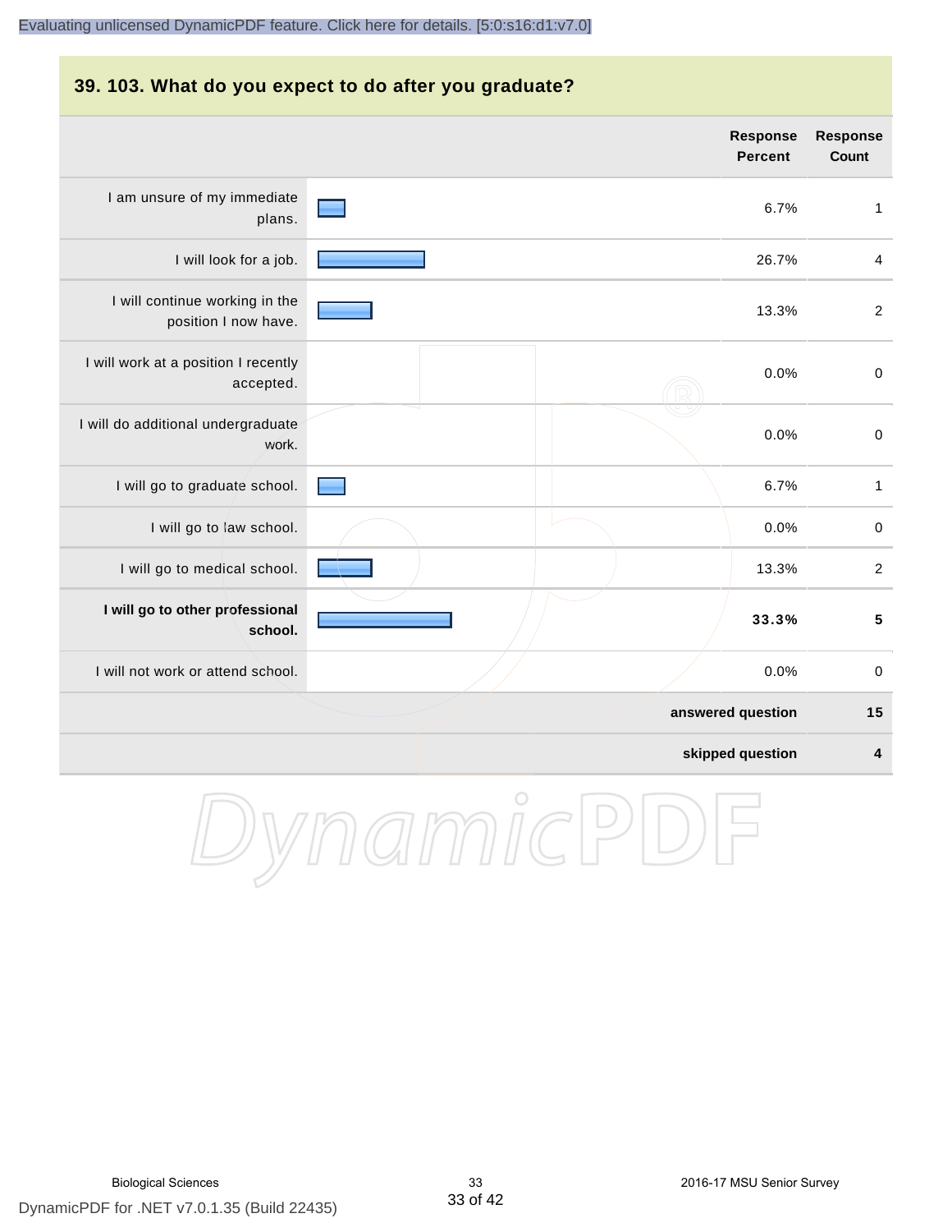## 39. 103. What do you expect to do after you graduate?

| | Response Percent | Response Count |
|---|---|---|
| I am unsure of my immediate plans. | 6.7% | 1 |
| I will look for a job. | 26.7% | 4 |
| I will continue working in the position I now have. | 13.3% | 2 |
| I will work at a position I recently accepted. | 0.0% | 0 |
| I will do additional undergraduate work. | 0.0% | 0 |
| I will go to graduate school. | 6.7% | 1 |
| I will go to law school. | 0.0% | 0 |
| I will go to medical school. | 13.3% | 2 |
| **I will go to other professional school.** | **33.3%** | **5** |
| I will not work or attend school. | 0.0% | 0 |
| | **answered question** | **15** |
| | **skipped question** | **4** |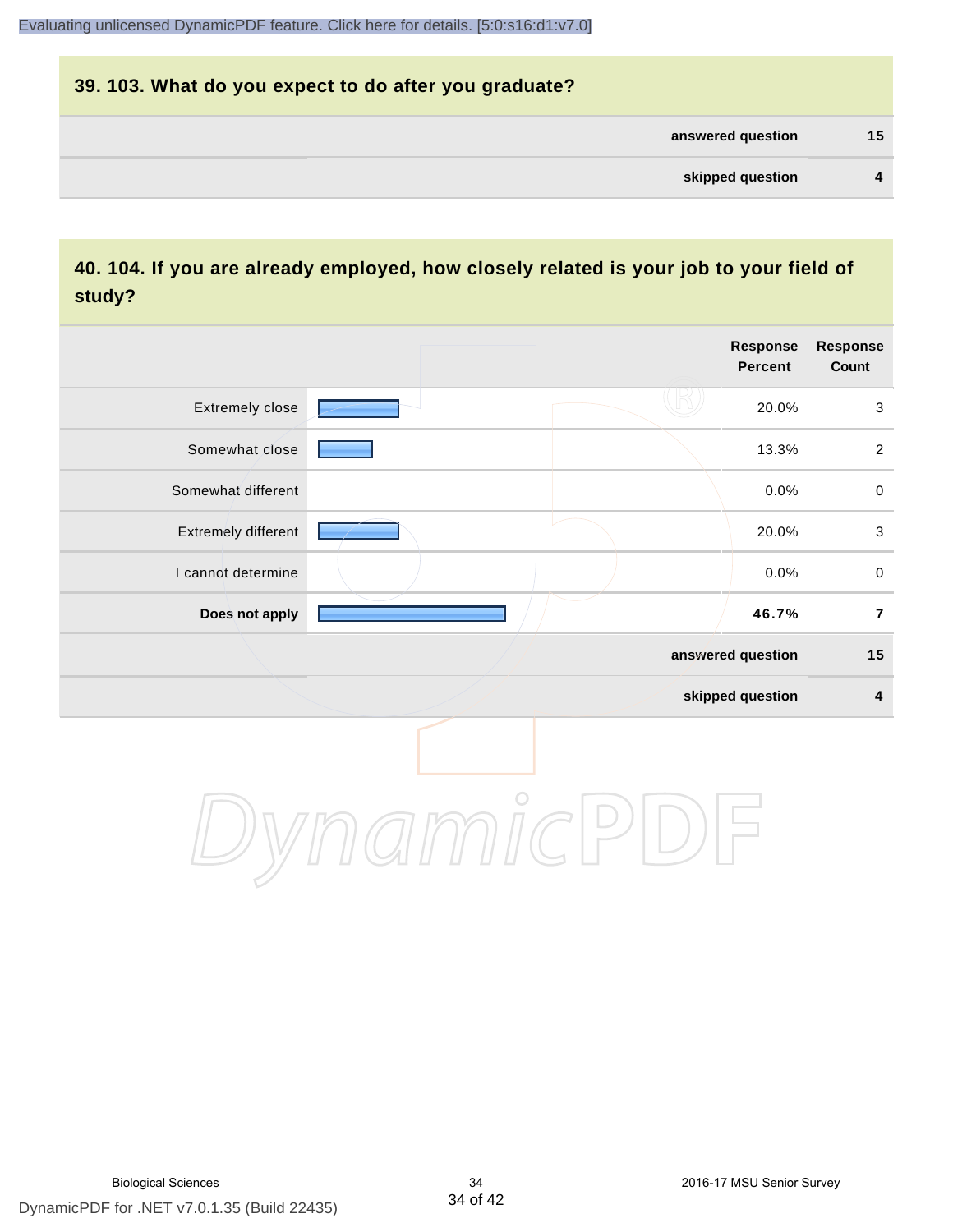## 39. 103. What do you expect to do after you graduate?

| | |
|---|---|
| **answered question** | **15** |
| **skipped question** | **4** |

## 40. 104. If you are already employed, how closely related is your job to your field of study?

| | Response Percent | Response Count |
|---|---|---|
| Extremely close | 20.0% | 3 |
| Somewhat close | 13.3% | 2 |
| Somewhat different | 0.0% | 0 |
| Extremely different | 20.0% | 3 |
| I cannot determine | 0.0% | 0 |
| **Does not apply** | **46.7%** | **7** |
| **answered question** | | **15** |
| **skipped question** | | **4** |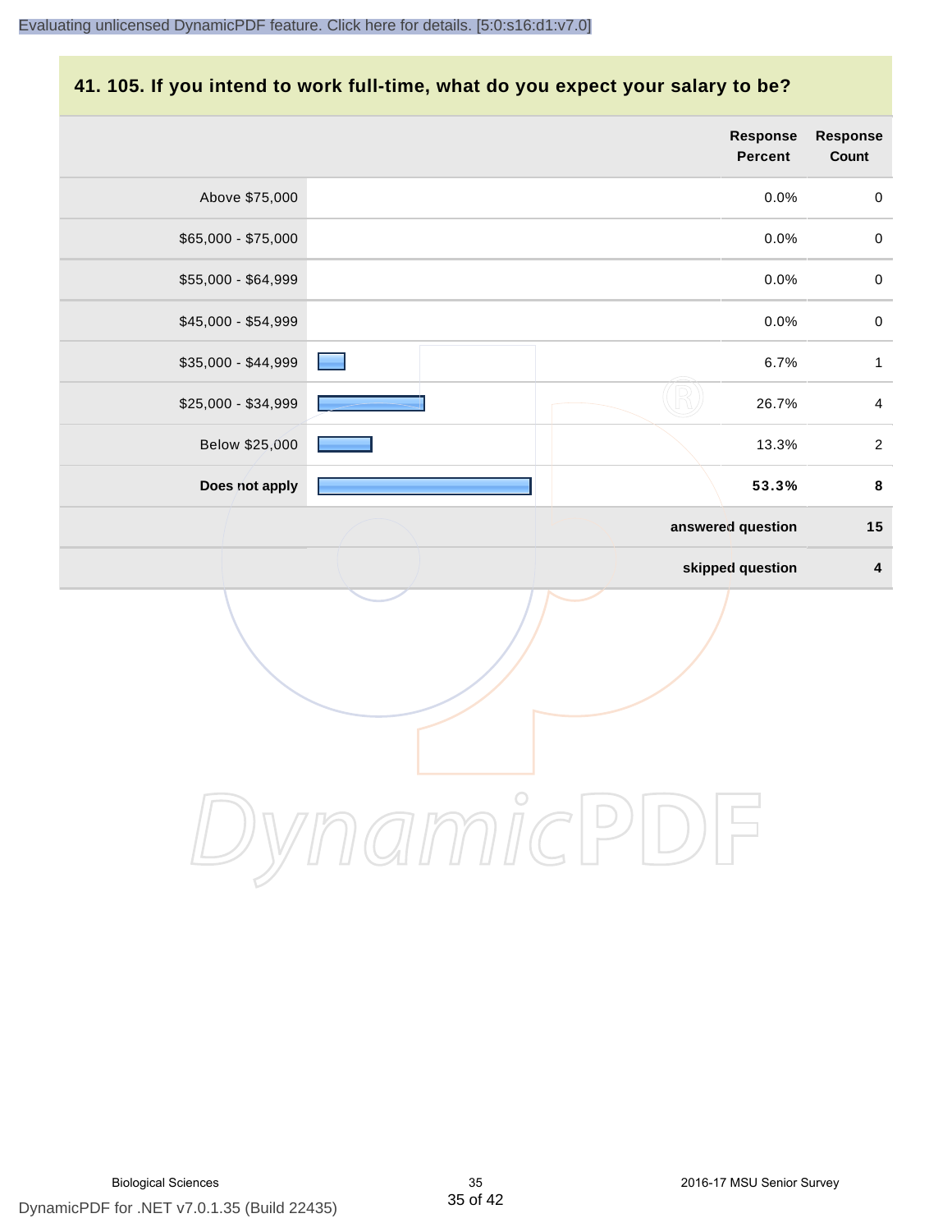## 41. 105. If you intend to work full-time, what do you expect your salary to be?

| | Response Percent | Response Count |
|---|---|---|
| Above $75,000 | 0.0% | 0 |
| $65,000 - $75,000 | 0.0% | 0 |
| $55,000 - $64,999 | 0.0% | 0 |
| $45,000 - $54,999 | 0.0% | 0 |
| $35,000 - $44,999 | 6.7% | 1 |
| $25,000 - $34,999 | 26.7% | 4 |
| Below $25,000 | 13.3% | 2 |
| **Does not apply** | **53.3%** | **8** |
| | **answered question** | **15** |
| | **skipped question** | **4** |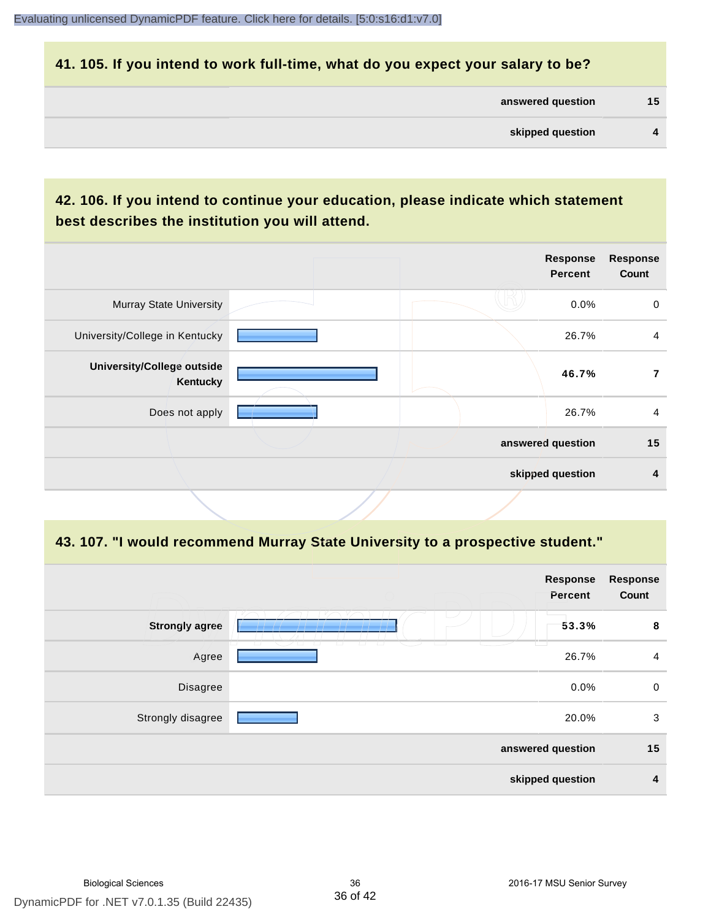## 41. 105. If you intend to work full-time, what do you expect your salary to be?

| | |
|---|---|
| answered question | 15 |
| skipped question | 4 |

## 42. 106. If you intend to continue your education, please indicate which statement best describes the institution you will attend.

| | Response Percent | Response Count |
|---|---|---|
| Murray State University | 0.0% | 0 |
| University/College in Kentucky | 26.7% | 4 |
| **University/College outside Kentucky** | **46.7%** | **7** |
| Does not apply | 26.7% | 4 |
| | answered question | 15 |
| | skipped question | 4 |

## 43. 107. "I would recommend Murray State University to a prospective student."

| | Response Percent | Response Count |
|---|---|---|
| **Strongly agree** | **53.3%** | **8** |
| Agree | 26.7% | 4 |
| Disagree | 0.0% | 0 |
| Strongly disagree | 20.0% | 3 |
| | answered question | 15 |
| | skipped question | 4 |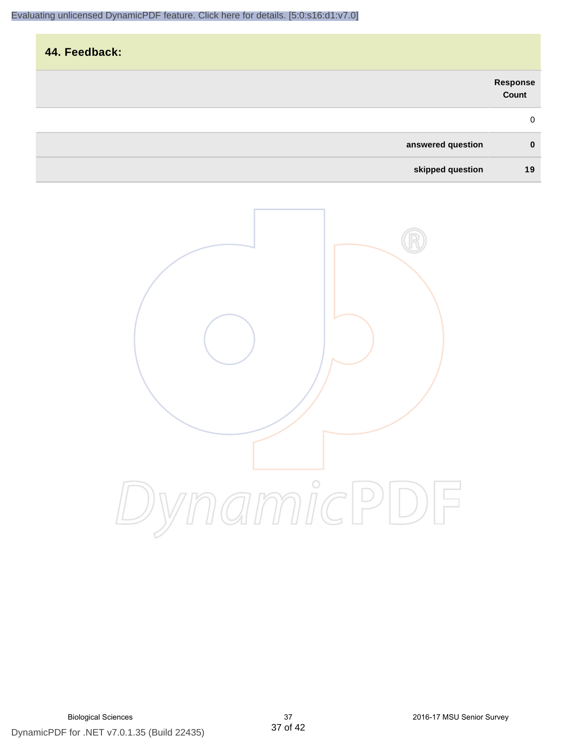## 44. Feedback:

| | Response Count |
|---|---|
| | 0 |
| **answered question** | **0** |
| **skipped question** | **19** |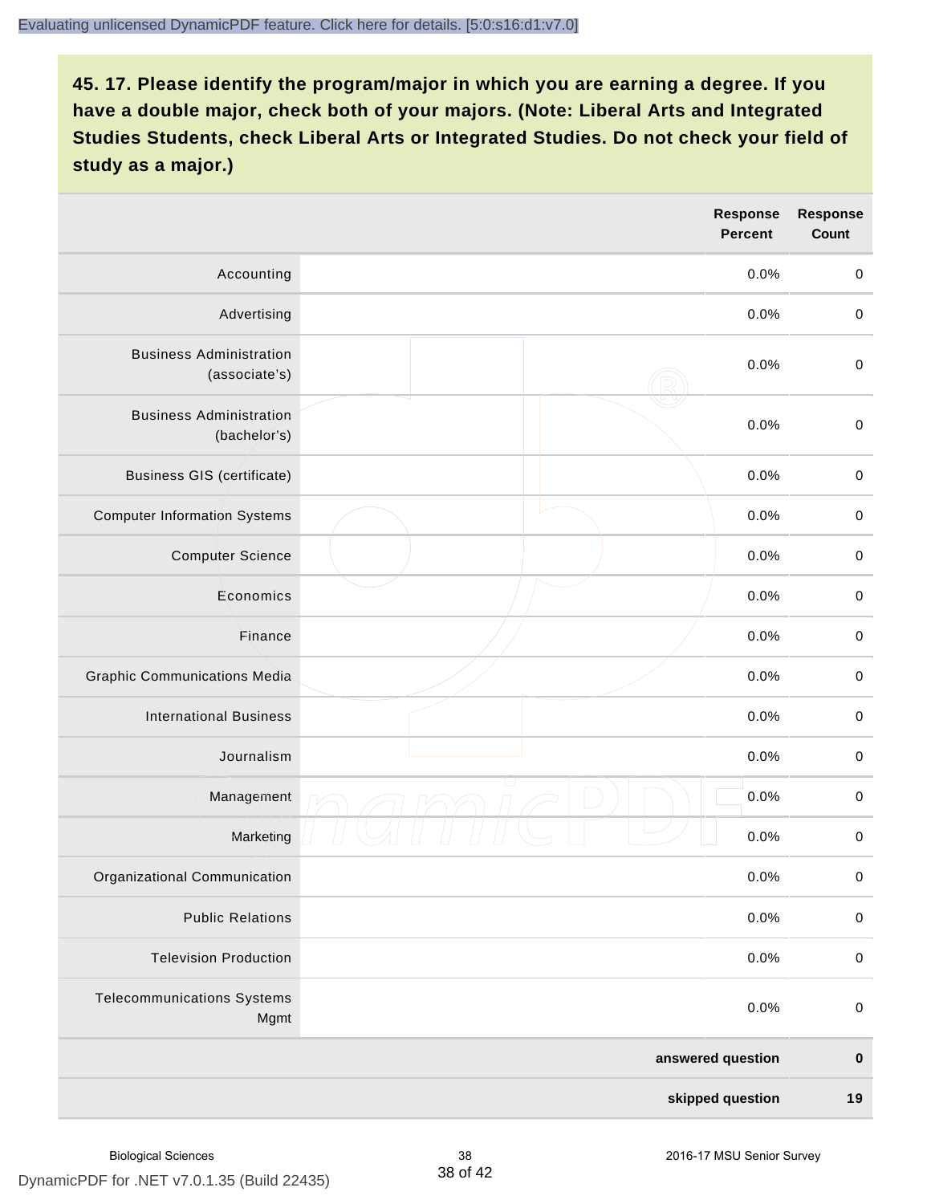## 45. 17. Please identify the program/major in which you are earning a degree. If you have a double major, check both of your majors. (Note: Liberal Arts and Integrated Studies Students, check Liberal Arts or Integrated Studies. Do not check your field of study as a major.)

| | Response Percent | Response Count |
|---|---|---|
| Accounting | 0.0% | 0 |
| Advertising | 0.0% | 0 |
| Business Administration (associate's) | 0.0% | 0 |
| Business Administration (bachelor's) | 0.0% | 0 |
| Business GIS (certificate) | 0.0% | 0 |
| Computer Information Systems | 0.0% | 0 |
| Computer Science | 0.0% | 0 |
| Economics | 0.0% | 0 |
| Finance | 0.0% | 0 |
| Graphic Communications Media | 0.0% | 0 |
| International Business | 0.0% | 0 |
| Journalism | 0.0% | 0 |
| Management | 0.0% | 0 |
| Marketing | 0.0% | 0 |
| Organizational Communication | 0.0% | 0 |
| Public Relations | 0.0% | 0 |
| Television Production | 0.0% | 0 |
| Telecommunications Systems Mgmt | 0.0% | 0 |
| | **answered question** | **0** |
| | **skipped question** | **19** |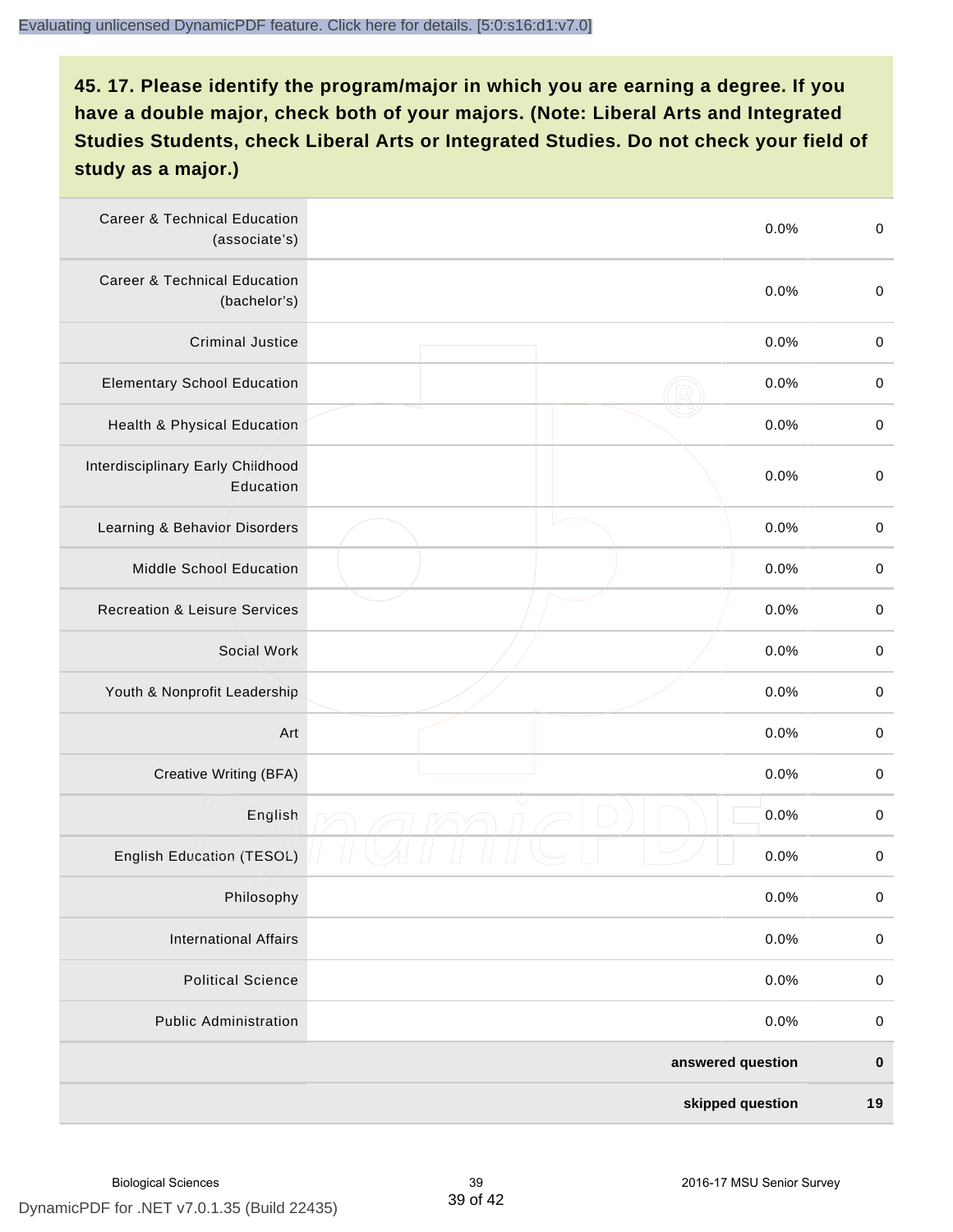## 45. 17. Please identify the program/major in which you are earning a degree. If you have a double major, check both of your majors. (Note: Liberal Arts and Integrated Studies Students, check Liberal Arts or Integrated Studies. Do not check your field of study as a major.)

| Program/Major | Percent | Count |
|---|---|---|
| Career & Technical Education (associate's) | 0.0% | 0 |
| Career & Technical Education (bachelor's) | 0.0% | 0 |
| Criminal Justice | 0.0% | 0 |
| Elementary School Education | 0.0% | 0 |
| Health & Physical Education | 0.0% | 0 |
| Interdisciplinary Early Childhood Education | 0.0% | 0 |
| Learning & Behavior Disorders | 0.0% | 0 |
| Middle School Education | 0.0% | 0 |
| Recreation & Leisure Services | 0.0% | 0 |
| Social Work | 0.0% | 0 |
| Youth & Nonprofit Leadership | 0.0% | 0 |
| Art | 0.0% | 0 |
| Creative Writing (BFA) | 0.0% | 0 |
| English | 0.0% | 0 |
| English Education (TESOL) | 0.0% | 0 |
| Philosophy | 0.0% | 0 |
| International Affairs | 0.0% | 0 |
| Political Science | 0.0% | 0 |
| Public Administration | 0.0% | 0 |
| | **answered question** | **0** |
| | **skipped question** | **19** |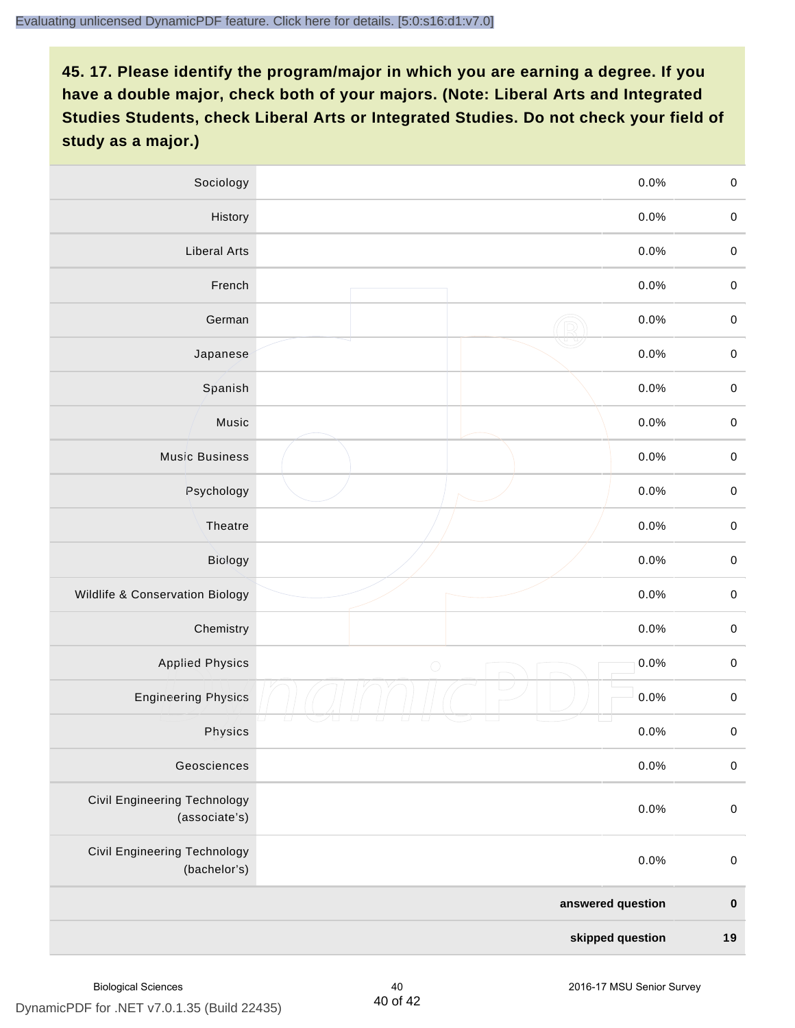## 45. 17. Please identify the program/major in which you are earning a degree. If you have a double major, check both of your majors. (Note: Liberal Arts and Integrated Studies Students, check Liberal Arts or Integrated Studies. Do not check your field of study as a major.)

| | | | |
|---|---|---|---|
| Sociology | | 0.0% | 0 |
| History | | 0.0% | 0 |
| Liberal Arts | | 0.0% | 0 |
| French | | 0.0% | 0 |
| German | | 0.0% | 0 |
| Japanese | | 0.0% | 0 |
| Spanish | | 0.0% | 0 |
| Music | | 0.0% | 0 |
| Music Business | | 0.0% | 0 |
| Psychology | | 0.0% | 0 |
| Theatre | | 0.0% | 0 |
| Biology | | 0.0% | 0 |
| Wildlife & Conservation Biology | | 0.0% | 0 |
| Chemistry | | 0.0% | 0 |
| Applied Physics | | 0.0% | 0 |
| Engineering Physics | | 0.0% | 0 |
| Physics | | 0.0% | 0 |
| Geosciences | | 0.0% | 0 |
| Civil Engineering Technology (associate's) | | 0.0% | 0 |
| Civil Engineering Technology (bachelor's) | | 0.0% | 0 |
| | | **answered question** | **0** |
| | | **skipped question** | **19** |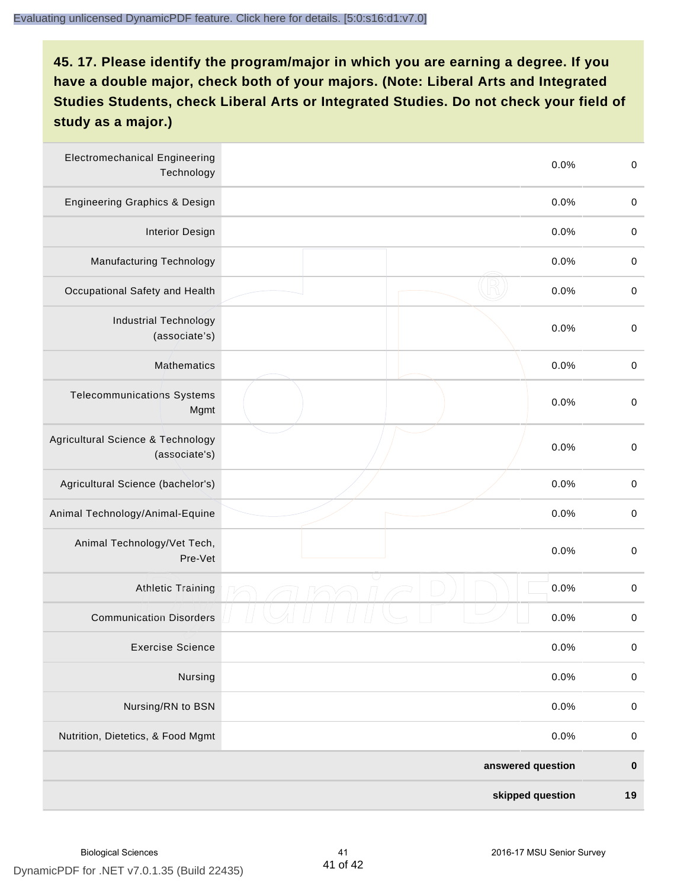## 45. 17. Please identify the program/major in which you are earning a degree. If you have a double major, check both of your majors. (Note: Liberal Arts and Integrated Studies Students, check Liberal Arts or Integrated Studies. Do not check your field of study as a major.)

| | | | |
|---|---|---|---|
| Electromechanical Engineering Technology | | 0.0% | 0 |
| Engineering Graphics & Design | | 0.0% | 0 |
| Interior Design | | 0.0% | 0 |
| Manufacturing Technology | | 0.0% | 0 |
| Occupational Safety and Health | | 0.0% | 0 |
| Industrial Technology (associate's) | | 0.0% | 0 |
| Mathematics | | 0.0% | 0 |
| Telecommunications Systems Mgmt | | 0.0% | 0 |
| Agricultural Science & Technology (associate's) | | 0.0% | 0 |
| Agricultural Science (bachelor's) | | 0.0% | 0 |
| Animal Technology/Animal-Equine | | 0.0% | 0 |
| Animal Technology/Vet Tech, Pre-Vet | | 0.0% | 0 |
| Athletic Training | | 0.0% | 0 |
| Communication Disorders | | 0.0% | 0 |
| Exercise Science | | 0.0% | 0 |
| Nursing | | 0.0% | 0 |
| Nursing/RN to BSN | | 0.0% | 0 |
| Nutrition, Dietetics, & Food Mgmt | | 0.0% | 0 |
| | | **answered question** | **0** |
| | | **skipped question** | **19** |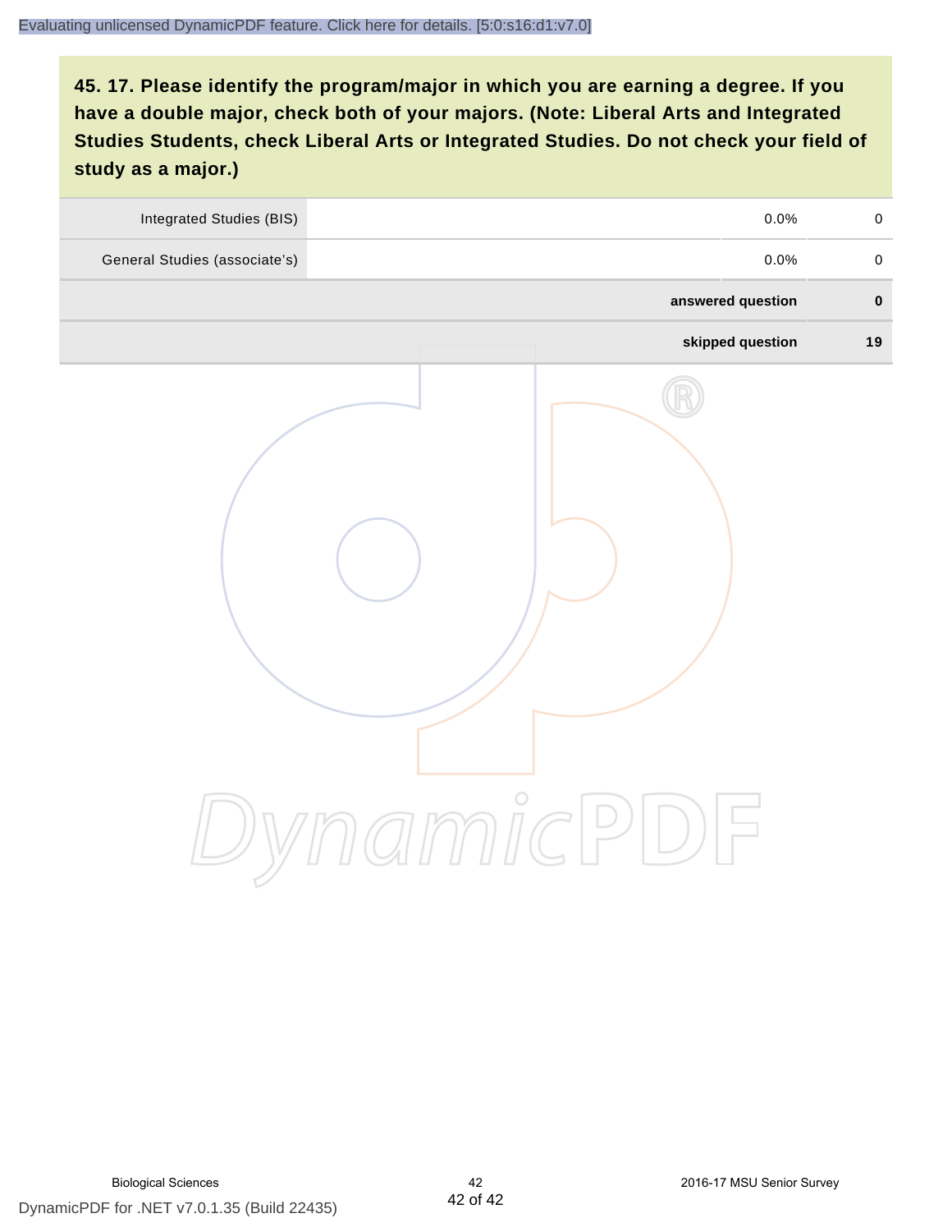**45. 17. Please identify the program/major in which you are earning a degree. If you have a double major, check both of your majors. (Note: Liberal Arts and Integrated Studies Students, check Liberal Arts or Integrated Studies. Do not check your field of study as a major.)**

| | | | |
|---|---|---|---|
| Integrated Studies (BIS) | | 0.0% | 0 |
| General Studies (associate's) | | 0.0% | 0 |
| | | **answered question** | **0** |
| | | **skipped question** | **19** |